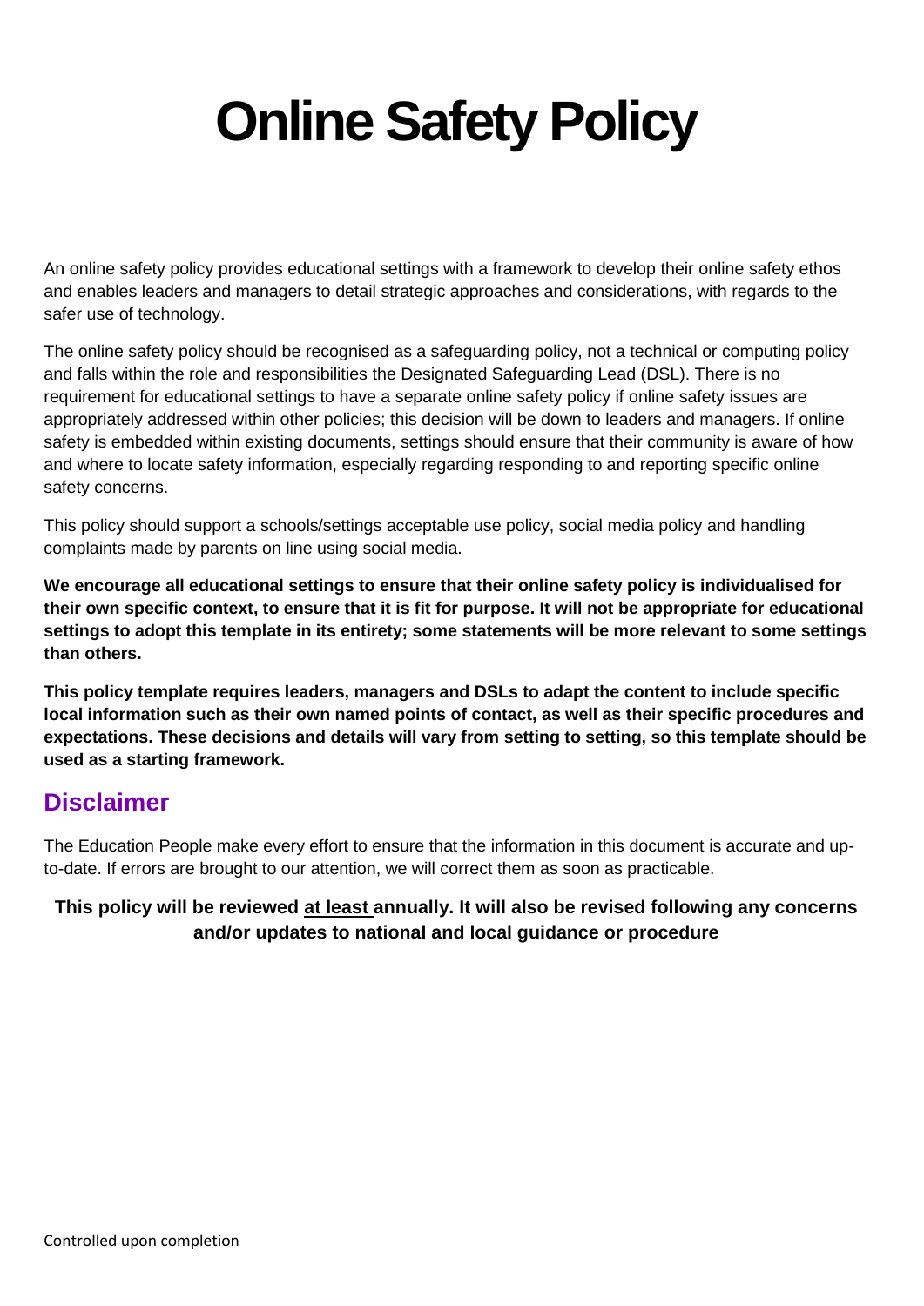# Online Safety Policy

An online safety policy provides educational settings with a framework to develop their online safety ethos and enables leaders and managers to detail strategic approaches and considerations, with regards to the safer use of technology.

The online safety policy should be recognised as a safeguarding policy, not a technical or computing policy and falls within the role and responsibilities the Designated Safeguarding Lead (DSL). There is no requirement for educational settings to have a separate online safety policy if online safety issues are appropriately addressed within other policies; this decision will be down to leaders and managers. If online safety is embedded within existing documents, settings should ensure that their community is aware of how and where to locate safety information, especially regarding responding to and reporting specific online safety concerns.

This policy should support a schools/settings acceptable use policy, social media policy and handling complaints made by parents on line using social media.

**We encourage all educational settings to ensure that their online safety policy is individualised for their own specific context, to ensure that it is fit for purpose. It will not be appropriate for educational settings to adopt this template in its entirety; some statements will be more relevant to some settings than others.**

**This policy template requires leaders, managers and DSLs to adapt the content to include specific local information such as their own named points of contact, as well as their specific procedures and expectations. These decisions and details will vary from setting to setting, so this template should be used as a starting framework.**

## Disclaimer

The Education People make every effort to ensure that the information in this document is accurate and up-to-date. If errors are brought to our attention, we will correct them as soon as practicable.

**This policy will be reviewed <u>at least</u> annually. It will also be revised following any concerns and/or updates to national and local guidance or procedure**

Controlled upon completion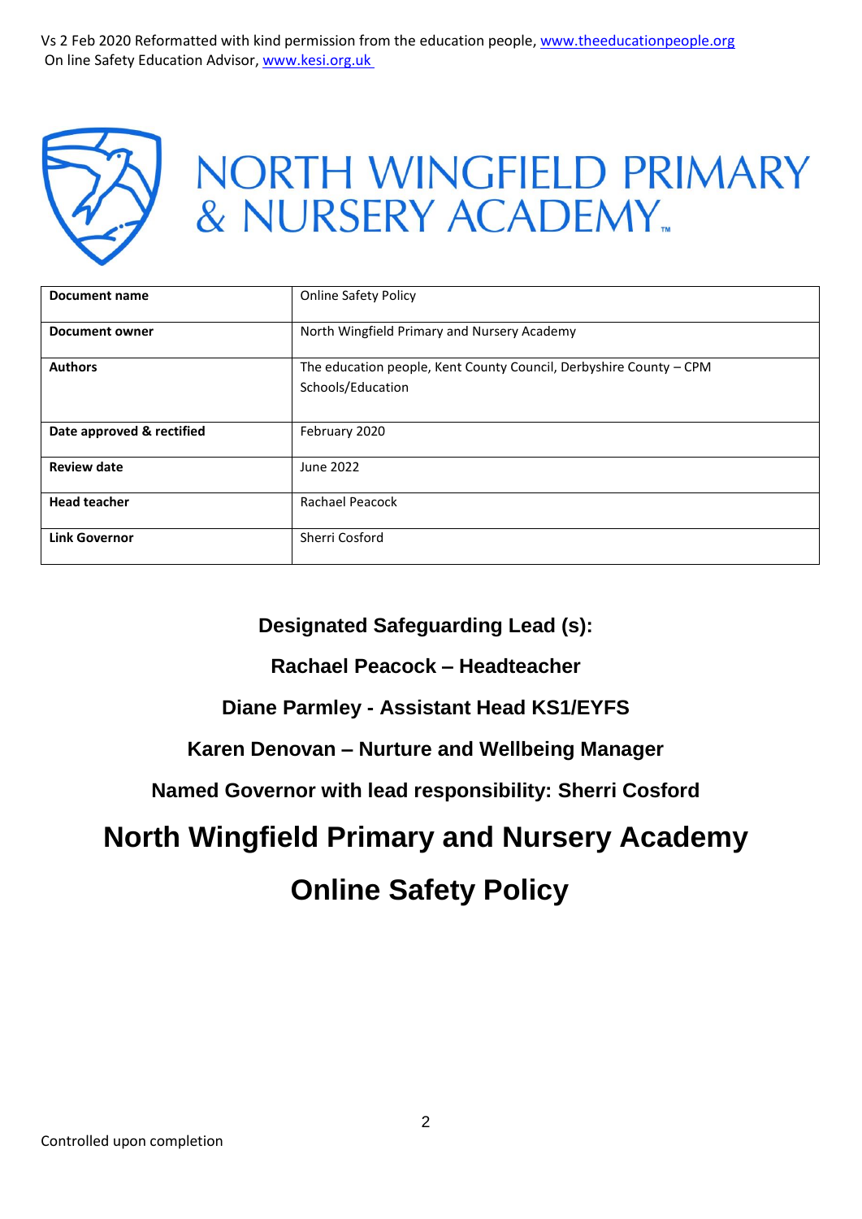Vs 2 Feb 2020 Reformatted with kind permission from the education people, www.theeducationpeople.org
On line Safety Education Advisor, www.kesi.org.uk

NORTH WINGFIELD PRIMARY & NURSERY ACADEMY

| Document name | Online Safety Policy |
|---|---|
| Document owner | North Wingfield Primary and Nursery Academy |
| Authors | The education people, Kent County Council, Derbyshire County – CPM Schools/Education |
| Date approved & rectified | February 2020 |
| Review date | June 2022 |
| Head teacher | Rachael Peacock |
| Link Governor | Sherri Cosford |

**Designated Safeguarding Lead (s):**

**Rachael Peacock – Headteacher**

**Diane Parmley - Assistant Head KS1/EYFS**

**Karen Denovan – Nurture and Wellbeing Manager**

**Named Governor with lead responsibility: Sherri Cosford**

# North Wingfield Primary and Nursery Academy

# Online Safety Policy

Controlled upon completion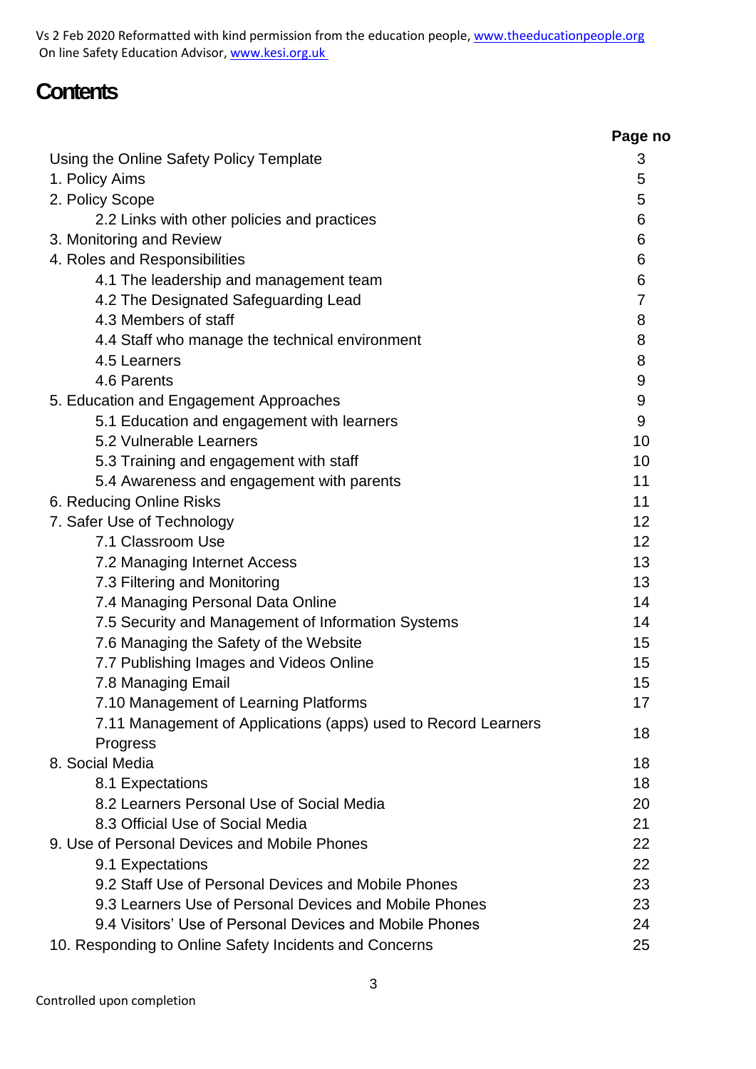Vs 2 Feb 2020 Reformatted with kind permission from the education people, www.theeducationpeople.org
On line Safety Education Advisor, www.kesi.org.uk

# Contents

| | Page no |
|---|---|
| Using the Online Safety Policy Template | 3 |
| 1. Policy Aims | 5 |
| 2. Policy Scope | 5 |
| 2.2 Links with other policies and practices | 6 |
| 3. Monitoring and Review | 6 |
| 4. Roles and Responsibilities | 6 |
| 4.1 The leadership and management team | 6 |
| 4.2 The Designated Safeguarding Lead | 7 |
| 4.3 Members of staff | 8 |
| 4.4 Staff who manage the technical environment | 8 |
| 4.5 Learners | 8 |
| 4.6 Parents | 9 |
| 5. Education and Engagement Approaches | 9 |
| 5.1 Education and engagement with learners | 9 |
| 5.2 Vulnerable Learners | 10 |
| 5.3 Training and engagement with staff | 10 |
| 5.4 Awareness and engagement with parents | 11 |
| 6. Reducing Online Risks | 11 |
| 7. Safer Use of Technology | 12 |
| 7.1 Classroom Use | 12 |
| 7.2 Managing Internet Access | 13 |
| 7.3 Filtering and Monitoring | 13 |
| 7.4 Managing Personal Data Online | 14 |
| 7.5 Security and Management of Information Systems | 14 |
| 7.6 Managing the Safety of the Website | 15 |
| 7.7 Publishing Images and Videos Online | 15 |
| 7.8 Managing Email | 15 |
| 7.10 Management of Learning Platforms | 17 |
| 7.11 Management of Applications (apps) used to Record Learners Progress | 18 |
| 8. Social Media | 18 |
| 8.1 Expectations | 18 |
| 8.2 Learners Personal Use of Social Media | 20 |
| 8.3 Official Use of Social Media | 21 |
| 9. Use of Personal Devices and Mobile Phones | 22 |
| 9.1 Expectations | 22 |
| 9.2 Staff Use of Personal Devices and Mobile Phones | 23 |
| 9.3 Learners Use of Personal Devices and Mobile Phones | 23 |
| 9.4 Visitors' Use of Personal Devices and Mobile Phones | 24 |
| 10. Responding to Online Safety Incidents and Concerns | 25 |

Controlled upon completion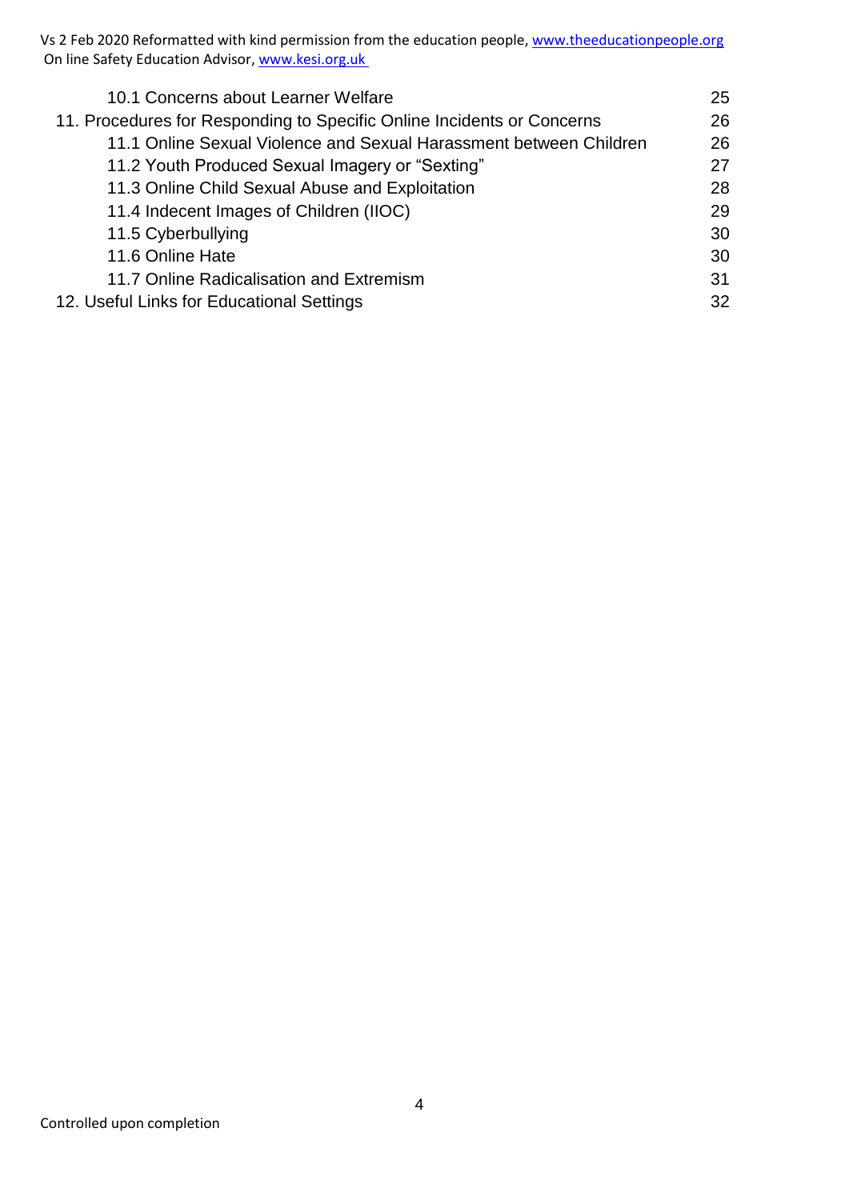| | |
|---|---|
| 10.1 Concerns about Learner Welfare | 25 |
| 11. Procedures for Responding to Specific Online Incidents or Concerns | 26 |
| 11.1 Online Sexual Violence and Sexual Harassment between Children | 26 |
| 11.2 Youth Produced Sexual Imagery or "Sexting" | 27 |
| 11.3 Online Child Sexual Abuse and Exploitation | 28 |
| 11.4 Indecent Images of Children (IIOC) | 29 |
| 11.5 Cyberbullying | 30 |
| 11.6 Online Hate | 30 |
| 11.7 Online Radicalisation and Extremism | 31 |
| 12. Useful Links for Educational Settings | 32 |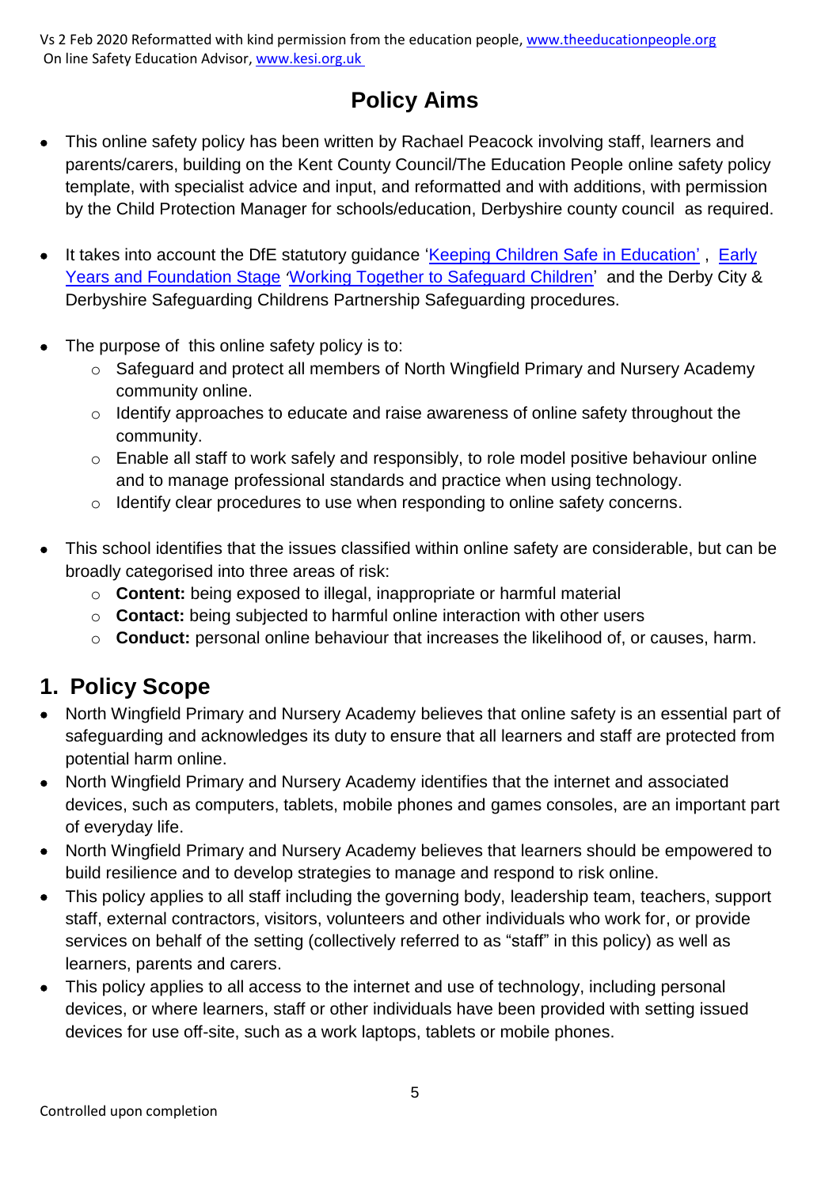# Policy Aims

- This online safety policy has been written by Rachael Peacock involving staff, learners and parents/carers, building on the Kent County Council/The Education People online safety policy template, with specialist advice and input, and reformatted and with additions, with permission by the Child Protection Manager for schools/education, Derbyshire county council as required.

- It takes into account the DfE statutory guidance 'Keeping Children Safe in Education', Early Years and Foundation Stage 'Working Together to Safeguard Children' and the Derby City & Derbyshire Safeguarding Childrens Partnership Safeguarding procedures.

- The purpose of this online safety policy is to:
    - Safeguard and protect all members of North Wingfield Primary and Nursery Academy community online.
    - Identify approaches to educate and raise awareness of online safety throughout the community.
    - Enable all staff to work safely and responsibly, to role model positive behaviour online and to manage professional standards and practice when using technology.
    - Identify clear procedures to use when responding to online safety concerns.

- This school identifies that the issues classified within online safety are considerable, but can be broadly categorised into three areas of risk:
    - **Content:** being exposed to illegal, inappropriate or harmful material
    - **Contact:** being subjected to harmful online interaction with other users
    - **Conduct:** personal online behaviour that increases the likelihood of, or causes, harm.

## 1. Policy Scope

- North Wingfield Primary and Nursery Academy believes that online safety is an essential part of safeguarding and acknowledges its duty to ensure that all learners and staff are protected from potential harm online.
- North Wingfield Primary and Nursery Academy identifies that the internet and associated devices, such as computers, tablets, mobile phones and games consoles, are an important part of everyday life.
- North Wingfield Primary and Nursery Academy believes that learners should be empowered to build resilience and to develop strategies to manage and respond to risk online.
- This policy applies to all staff including the governing body, leadership team, teachers, support staff, external contractors, visitors, volunteers and other individuals who work for, or provide services on behalf of the setting (collectively referred to as "staff" in this policy) as well as learners, parents and carers.
- This policy applies to all access to the internet and use of technology, including personal devices, or where learners, staff or other individuals have been provided with setting issued devices for use off-site, such as a work laptops, tablets or mobile phones.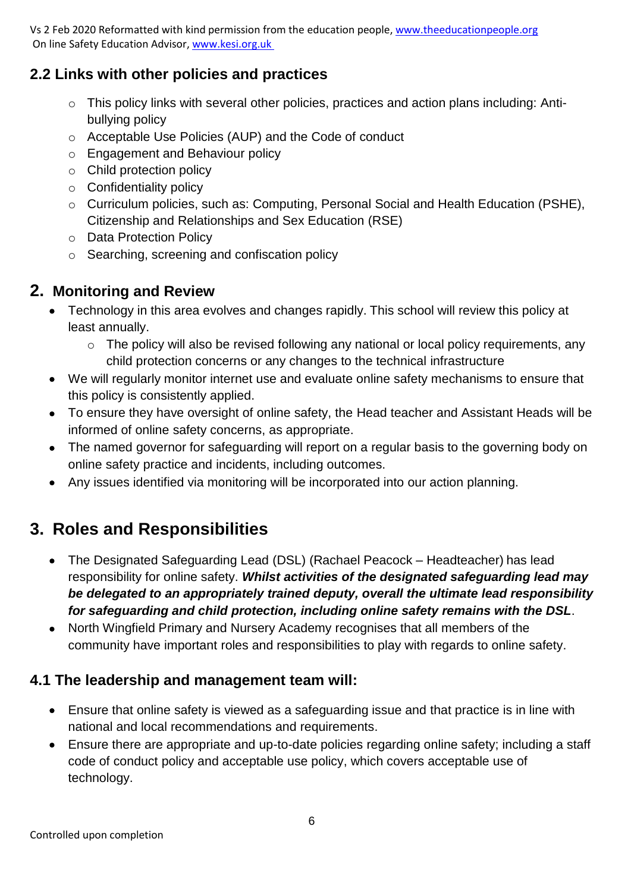## 2.2 Links with other policies and practices

- This policy links with several other policies, practices and action plans including: Anti-bullying policy
- Acceptable Use Policies (AUP) and the Code of conduct
- Engagement and Behaviour policy
- Child protection policy
- Confidentiality policy
- Curriculum policies, such as: Computing, Personal Social and Health Education (PSHE), Citizenship and Relationships and Sex Education (RSE)
- Data Protection Policy
- Searching, screening and confiscation policy

## 2. Monitoring and Review

- Technology in this area evolves and changes rapidly. This school will review this policy at least annually.
    - The policy will also be revised following any national or local policy requirements, any child protection concerns or any changes to the technical infrastructure
- We will regularly monitor internet use and evaluate online safety mechanisms to ensure that this policy is consistently applied.
- To ensure they have oversight of online safety, the Head teacher and Assistant Heads will be informed of online safety concerns, as appropriate.
- The named governor for safeguarding will report on a regular basis to the governing body on online safety practice and incidents, including outcomes.
- Any issues identified via monitoring will be incorporated into our action planning.

# 3. Roles and Responsibilities

- The Designated Safeguarding Lead (DSL) (Rachael Peacock – Headteacher) has lead responsibility for online safety. ***Whilst activities of the designated safeguarding lead may be delegated to an appropriately trained deputy, overall the ultimate lead responsibility for safeguarding and child protection, including online safety remains with the DSL***.
- North Wingfield Primary and Nursery Academy recognises that all members of the community have important roles and responsibilities to play with regards to online safety.

## 4.1 The leadership and management team will:

- Ensure that online safety is viewed as a safeguarding issue and that practice is in line with national and local recommendations and requirements.
- Ensure there are appropriate and up-to-date policies regarding online safety; including a staff code of conduct policy and acceptable use policy, which covers acceptable use of technology.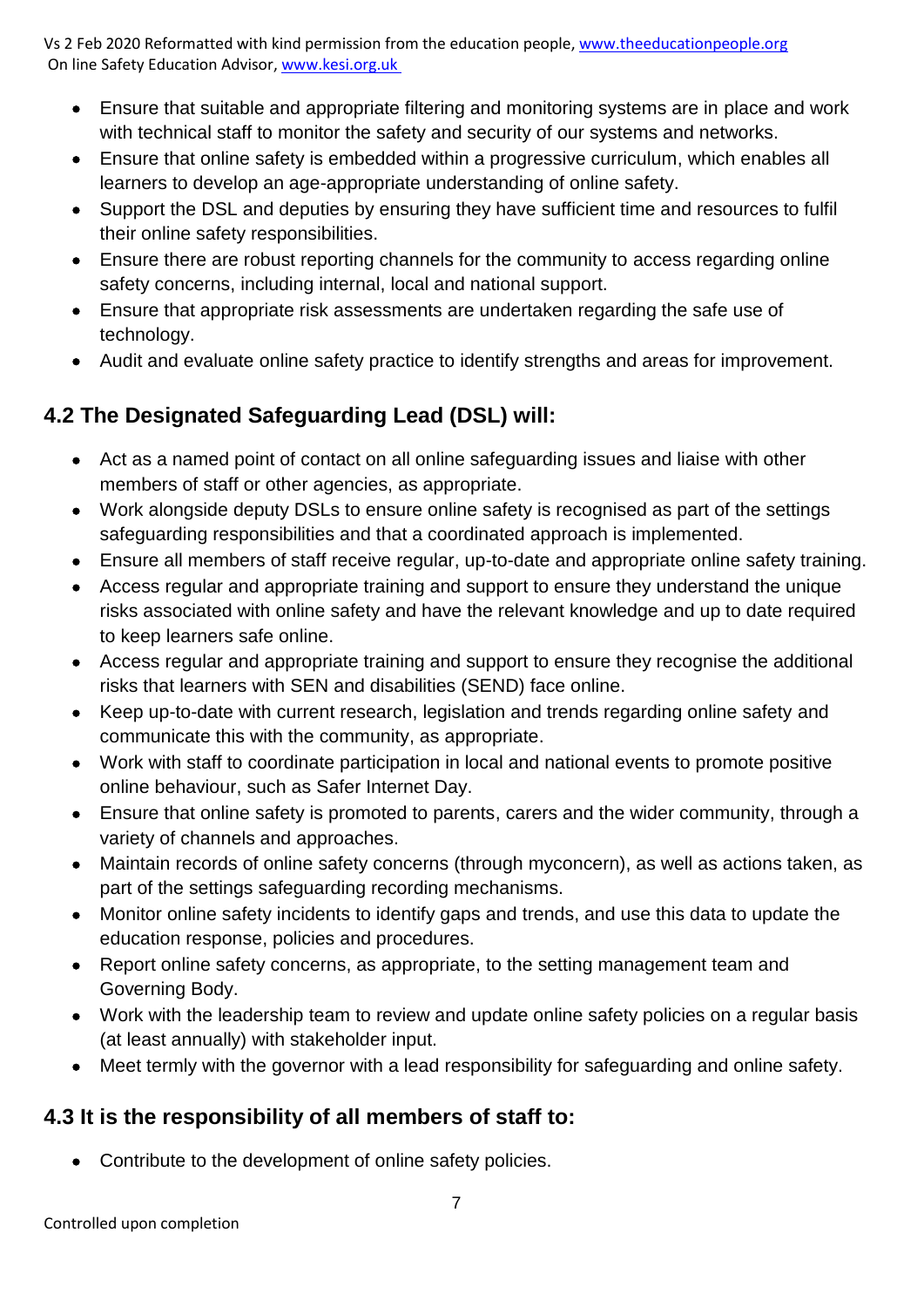- Ensure that suitable and appropriate filtering and monitoring systems are in place and work with technical staff to monitor the safety and security of our systems and networks.
- Ensure that online safety is embedded within a progressive curriculum, which enables all learners to develop an age-appropriate understanding of online safety.
- Support the DSL and deputies by ensuring they have sufficient time and resources to fulfil their online safety responsibilities.
- Ensure there are robust reporting channels for the community to access regarding online safety concerns, including internal, local and national support.
- Ensure that appropriate risk assessments are undertaken regarding the safe use of technology.
- Audit and evaluate online safety practice to identify strengths and areas for improvement.

## 4.2 The Designated Safeguarding Lead (DSL) will:

- Act as a named point of contact on all online safeguarding issues and liaise with other members of staff or other agencies, as appropriate.
- Work alongside deputy DSLs to ensure online safety is recognised as part of the settings safeguarding responsibilities and that a coordinated approach is implemented.
- Ensure all members of staff receive regular, up-to-date and appropriate online safety training.
- Access regular and appropriate training and support to ensure they understand the unique risks associated with online safety and have the relevant knowledge and up to date required to keep learners safe online.
- Access regular and appropriate training and support to ensure they recognise the additional risks that learners with SEN and disabilities (SEND) face online.
- Keep up-to-date with current research, legislation and trends regarding online safety and communicate this with the community, as appropriate.
- Work with staff to coordinate participation in local and national events to promote positive online behaviour, such as Safer Internet Day.
- Ensure that online safety is promoted to parents, carers and the wider community, through a variety of channels and approaches.
- Maintain records of online safety concerns (through myconcern), as well as actions taken, as part of the settings safeguarding recording mechanisms.
- Monitor online safety incidents to identify gaps and trends, and use this data to update the education response, policies and procedures.
- Report online safety concerns, as appropriate, to the setting management team and Governing Body.
- Work with the leadership team to review and update online safety policies on a regular basis (at least annually) with stakeholder input.
- Meet termly with the governor with a lead responsibility for safeguarding and online safety.

## 4.3 It is the responsibility of all members of staff to:

- Contribute to the development of online safety policies.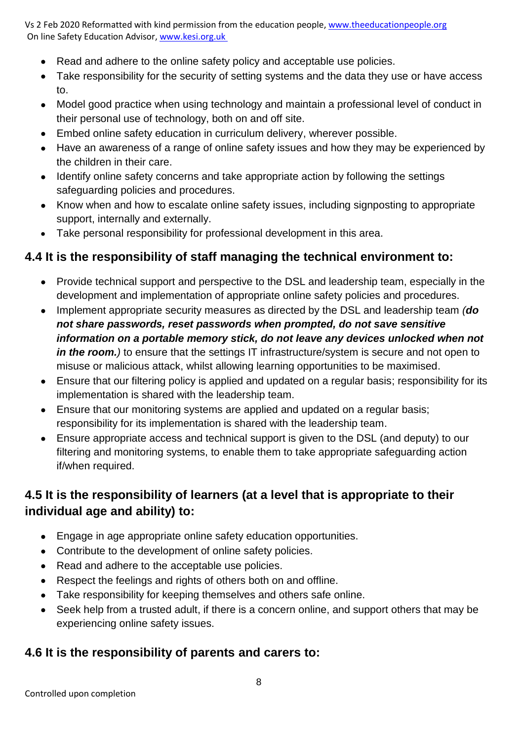- Read and adhere to the online safety policy and acceptable use policies.
- Take responsibility for the security of setting systems and the data they use or have access to.
- Model good practice when using technology and maintain a professional level of conduct in their personal use of technology, both on and off site.
- Embed online safety education in curriculum delivery, wherever possible.
- Have an awareness of a range of online safety issues and how they may be experienced by the children in their care.
- Identify online safety concerns and take appropriate action by following the settings safeguarding policies and procedures.
- Know when and how to escalate online safety issues, including signposting to appropriate support, internally and externally.
- Take personal responsibility for professional development in this area.

## 4.4 It is the responsibility of staff managing the technical environment to:

- Provide technical support and perspective to the DSL and leadership team, especially in the development and implementation of appropriate online safety policies and procedures.
- Implement appropriate security measures as directed by the DSL and leadership team *(**do not share passwords, reset passwords when prompted, do not save sensitive information on a portable memory stick, do not leave any devices unlocked when not in the room.**)* to ensure that the settings IT infrastructure/system is secure and not open to misuse or malicious attack, whilst allowing learning opportunities to be maximised.
- Ensure that our filtering policy is applied and updated on a regular basis; responsibility for its implementation is shared with the leadership team.
- Ensure that our monitoring systems are applied and updated on a regular basis; responsibility for its implementation is shared with the leadership team.
- Ensure appropriate access and technical support is given to the DSL (and deputy) to our filtering and monitoring systems, to enable them to take appropriate safeguarding action if/when required.

## 4.5 It is the responsibility of learners (at a level that is appropriate to their individual age and ability) to:

- Engage in age appropriate online safety education opportunities.
- Contribute to the development of online safety policies.
- Read and adhere to the acceptable use policies.
- Respect the feelings and rights of others both on and offline.
- Take responsibility for keeping themselves and others safe online.
- Seek help from a trusted adult, if there is a concern online, and support others that may be experiencing online safety issues.

## 4.6 It is the responsibility of parents and carers to: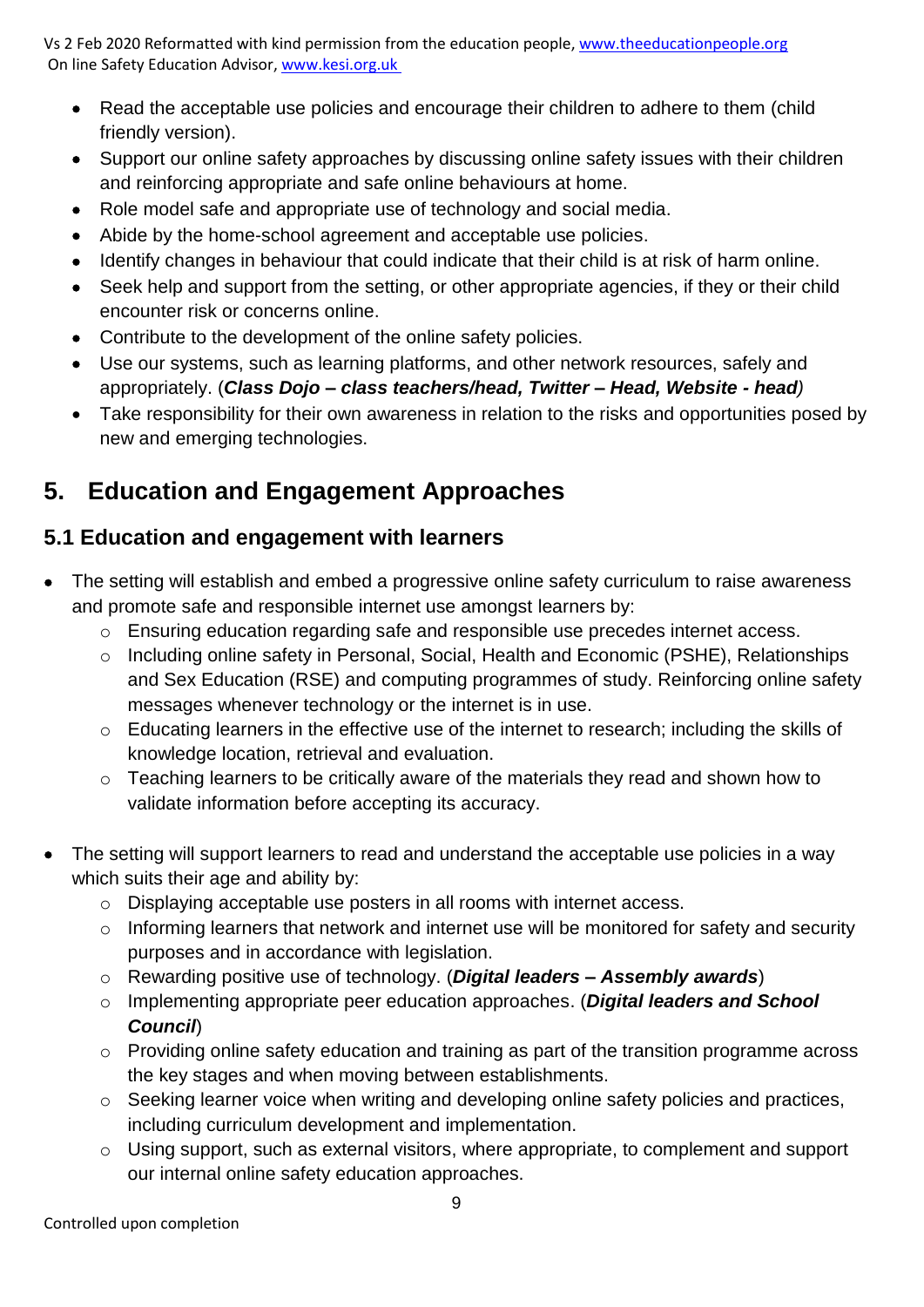- Read the acceptable use policies and encourage their children to adhere to them (child friendly version).
- Support our online safety approaches by discussing online safety issues with their children and reinforcing appropriate and safe online behaviours at home.
- Role model safe and appropriate use of technology and social media.
- Abide by the home-school agreement and acceptable use policies.
- Identify changes in behaviour that could indicate that their child is at risk of harm online.
- Seek help and support from the setting, or other appropriate agencies, if they or their child encounter risk or concerns online.
- Contribute to the development of the online safety policies.
- Use our systems, such as learning platforms, and other network resources, safely and appropriately. (***Class Dojo – class teachers/head, Twitter – Head, Website - head***)
- Take responsibility for their own awareness in relation to the risks and opportunities posed by new and emerging technologies.

# 5. Education and Engagement Approaches

## 5.1 Education and engagement with learners

- The setting will establish and embed a progressive online safety curriculum to raise awareness and promote safe and responsible internet use amongst learners by:
  - Ensuring education regarding safe and responsible use precedes internet access.
  - Including online safety in Personal, Social, Health and Economic (PSHE), Relationships and Sex Education (RSE) and computing programmes of study. Reinforcing online safety messages whenever technology or the internet is in use.
  - Educating learners in the effective use of the internet to research; including the skills of knowledge location, retrieval and evaluation.
  - Teaching learners to be critically aware of the materials they read and shown how to validate information before accepting its accuracy.

- The setting will support learners to read and understand the acceptable use policies in a way which suits their age and ability by:
  - Displaying acceptable use posters in all rooms with internet access.
  - Informing learners that network and internet use will be monitored for safety and security purposes and in accordance with legislation.
  - Rewarding positive use of technology. (***Digital leaders – Assembly awards***)
  - Implementing appropriate peer education approaches. (***Digital leaders and School Council***)
  - Providing online safety education and training as part of the transition programme across the key stages and when moving between establishments.
  - Seeking learner voice when writing and developing online safety policies and practices, including curriculum development and implementation.
  - Using support, such as external visitors, where appropriate, to complement and support our internal online safety education approaches.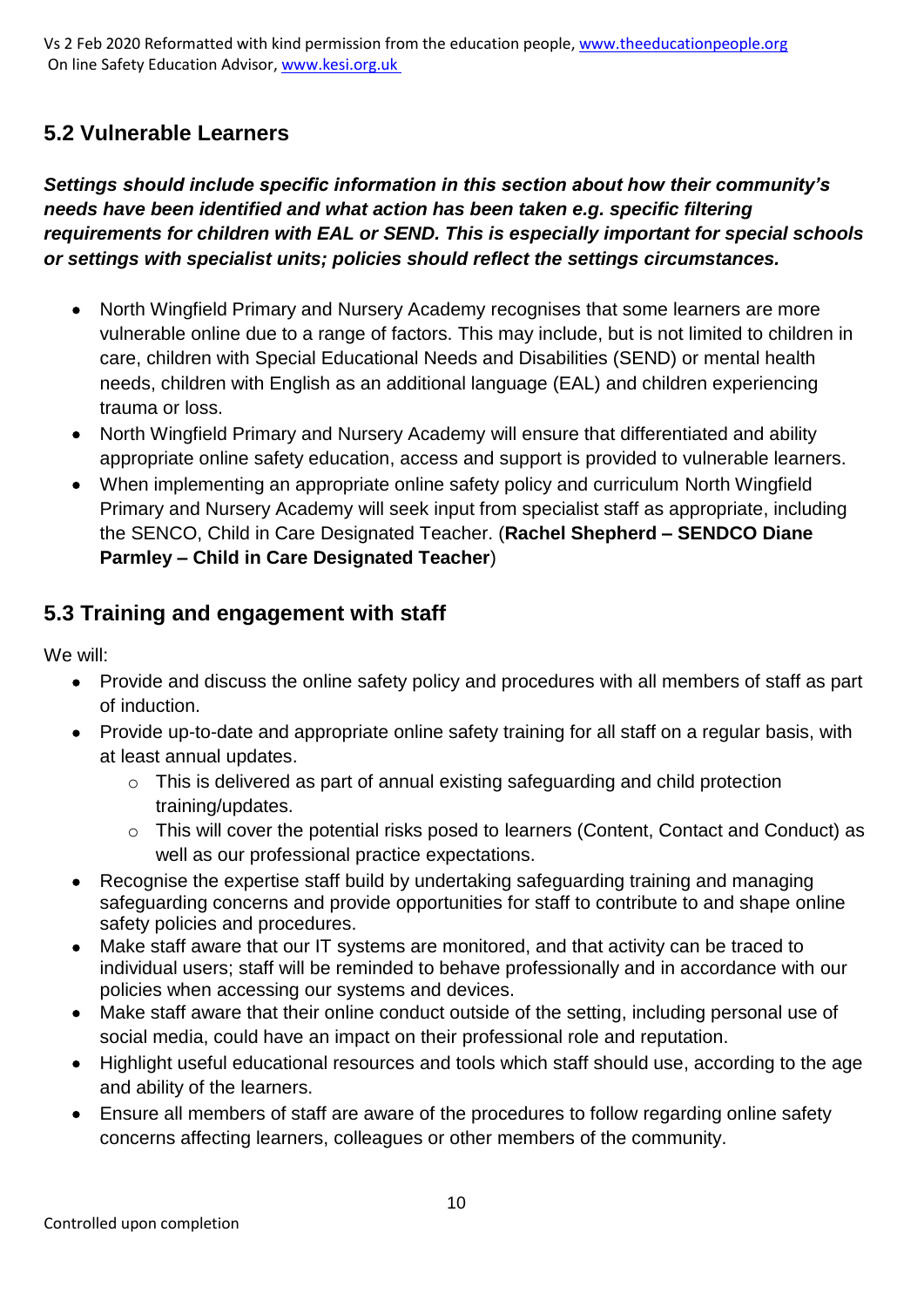## 5.2 Vulnerable Learners

***Settings should include specific information in this section about how their community's needs have been identified and what action has been taken e.g. specific filtering requirements for children with EAL or SEND. This is especially important for special schools or settings with specialist units; policies should reflect the settings circumstances.***

- North Wingfield Primary and Nursery Academy recognises that some learners are more vulnerable online due to a range of factors. This may include, but is not limited to children in care, children with Special Educational Needs and Disabilities (SEND) or mental health needs, children with English as an additional language (EAL) and children experiencing trauma or loss.
- North Wingfield Primary and Nursery Academy will ensure that differentiated and ability appropriate online safety education, access and support is provided to vulnerable learners.
- When implementing an appropriate online safety policy and curriculum North Wingfield Primary and Nursery Academy will seek input from specialist staff as appropriate, including the SENCO, Child in Care Designated Teacher. (**Rachel Shepherd – SENDCO Diane Parmley – Child in Care Designated Teacher**)

## 5.3 Training and engagement with staff

We will:

- Provide and discuss the online safety policy and procedures with all members of staff as part of induction.
- Provide up-to-date and appropriate online safety training for all staff on a regular basis, with at least annual updates.
  - This is delivered as part of annual existing safeguarding and child protection training/updates.
  - This will cover the potential risks posed to learners (Content, Contact and Conduct) as well as our professional practice expectations.
- Recognise the expertise staff build by undertaking safeguarding training and managing safeguarding concerns and provide opportunities for staff to contribute to and shape online safety policies and procedures.
- Make staff aware that our IT systems are monitored, and that activity can be traced to individual users; staff will be reminded to behave professionally and in accordance with our policies when accessing our systems and devices.
- Make staff aware that their online conduct outside of the setting, including personal use of social media, could have an impact on their professional role and reputation.
- Highlight useful educational resources and tools which staff should use, according to the age and ability of the learners.
- Ensure all members of staff are aware of the procedures to follow regarding online safety concerns affecting learners, colleagues or other members of the community.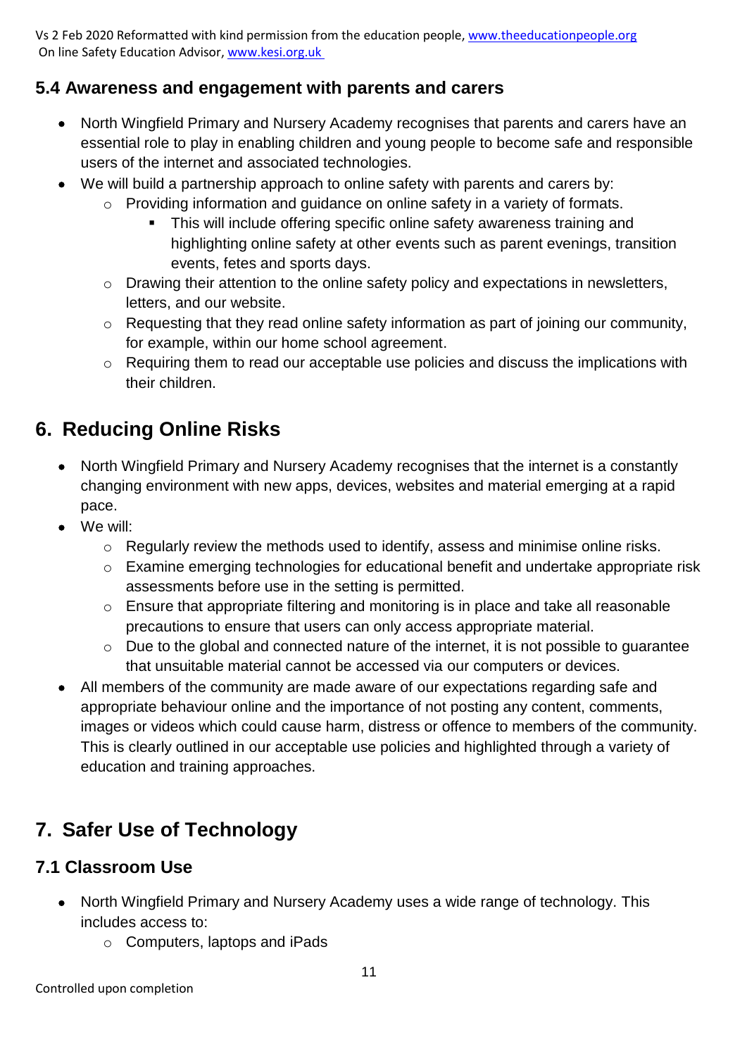### 5.4 Awareness and engagement with parents and carers

- North Wingfield Primary and Nursery Academy recognises that parents and carers have an essential role to play in enabling children and young people to become safe and responsible users of the internet and associated technologies.
- We will build a partnership approach to online safety with parents and carers by:
    - Providing information and guidance on online safety in a variety of formats.
        - This will include offering specific online safety awareness training and highlighting online safety at other events such as parent evenings, transition events, fetes and sports days.
    - Drawing their attention to the online safety policy and expectations in newsletters, letters, and our website.
    - Requesting that they read online safety information as part of joining our community, for example, within our home school agreement.
    - Requiring them to read our acceptable use policies and discuss the implications with their children.

## 6. Reducing Online Risks

- North Wingfield Primary and Nursery Academy recognises that the internet is a constantly changing environment with new apps, devices, websites and material emerging at a rapid pace.
- We will:
    - Regularly review the methods used to identify, assess and minimise online risks.
    - Examine emerging technologies for educational benefit and undertake appropriate risk assessments before use in the setting is permitted.
    - Ensure that appropriate filtering and monitoring is in place and take all reasonable precautions to ensure that users can only access appropriate material.
    - Due to the global and connected nature of the internet, it is not possible to guarantee that unsuitable material cannot be accessed via our computers or devices.
- All members of the community are made aware of our expectations regarding safe and appropriate behaviour online and the importance of not posting any content, comments, images or videos which could cause harm, distress or offence to members of the community. This is clearly outlined in our acceptable use policies and highlighted through a variety of education and training approaches.

## 7. Safer Use of Technology

### 7.1 Classroom Use

- North Wingfield Primary and Nursery Academy uses a wide range of technology. This includes access to:
    - Computers, laptops and iPads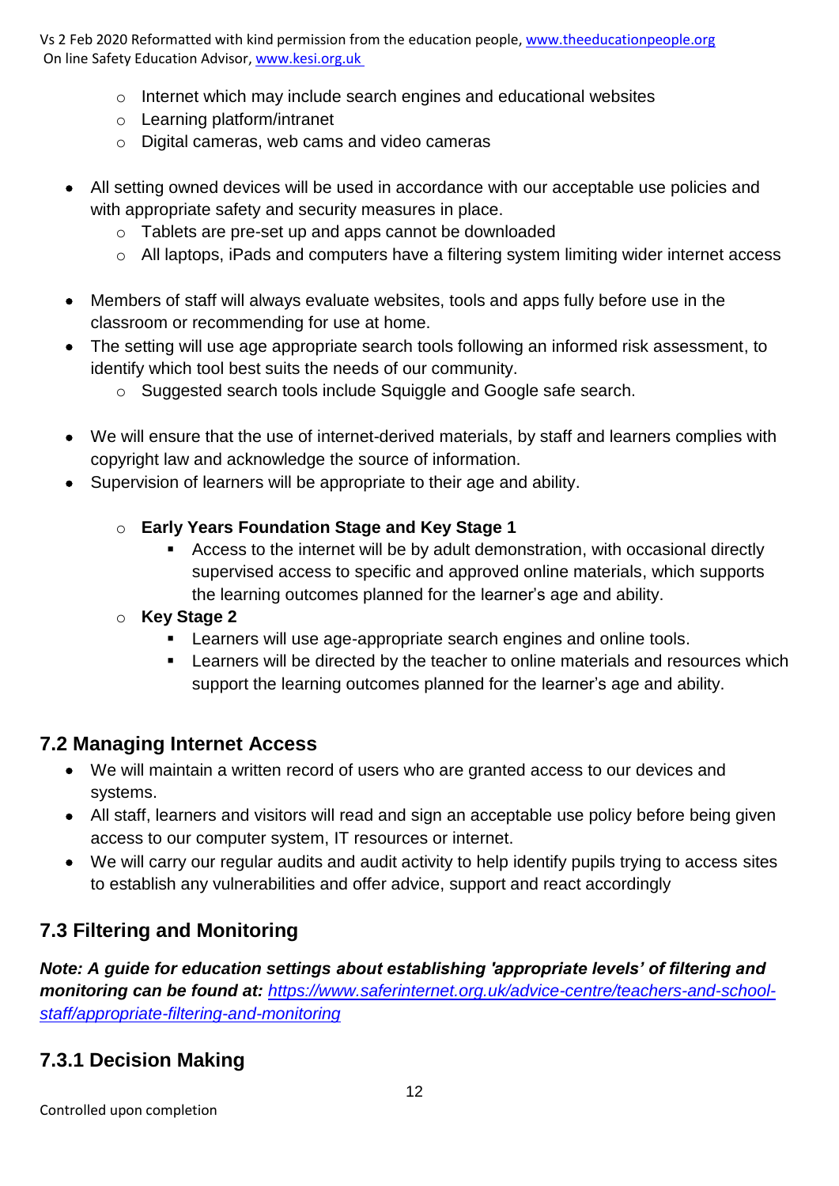- Internet which may include search engines and educational websites
  - Learning platform/intranet
  - Digital cameras, web cams and video cameras

- All setting owned devices will be used in accordance with our acceptable use policies and with appropriate safety and security measures in place.
  - Tablets are pre-set up and apps cannot be downloaded
  - All laptops, iPads and computers have a filtering system limiting wider internet access

- Members of staff will always evaluate websites, tools and apps fully before use in the classroom or recommending for use at home.
- The setting will use age appropriate search tools following an informed risk assessment, to identify which tool best suits the needs of our community.
  - Suggested search tools include Squiggle and Google safe search.

- We will ensure that the use of internet-derived materials, by staff and learners complies with copyright law and acknowledge the source of information.
- Supervision of learners will be appropriate to their age and ability.
  - **Early Years Foundation Stage and Key Stage 1**
    - Access to the internet will be by adult demonstration, with occasional directly supervised access to specific and approved online materials, which supports the learning outcomes planned for the learner's age and ability.
  - **Key Stage 2**
    - Learners will use age-appropriate search engines and online tools.
    - Learners will be directed by the teacher to online materials and resources which support the learning outcomes planned for the learner's age and ability.

## 7.2 Managing Internet Access

- We will maintain a written record of users who are granted access to our devices and systems.
- All staff, learners and visitors will read and sign an acceptable use policy before being given access to our computer system, IT resources or internet.
- We will carry our regular audits and audit activity to help identify pupils trying to access sites to establish any vulnerabilities and offer advice, support and react accordingly

## 7.3 Filtering and Monitoring

***Note: A guide for education settings about establishing 'appropriate levels' of filtering and monitoring can be found at:*** *[https://www.saferinternet.org.uk/advice-centre/teachers-and-school-staff/appropriate-filtering-and-monitoring](https://www.saferinternet.org.uk/advice-centre/teachers-and-school-staff/appropriate-filtering-and-monitoring)*

### 7.3.1 Decision Making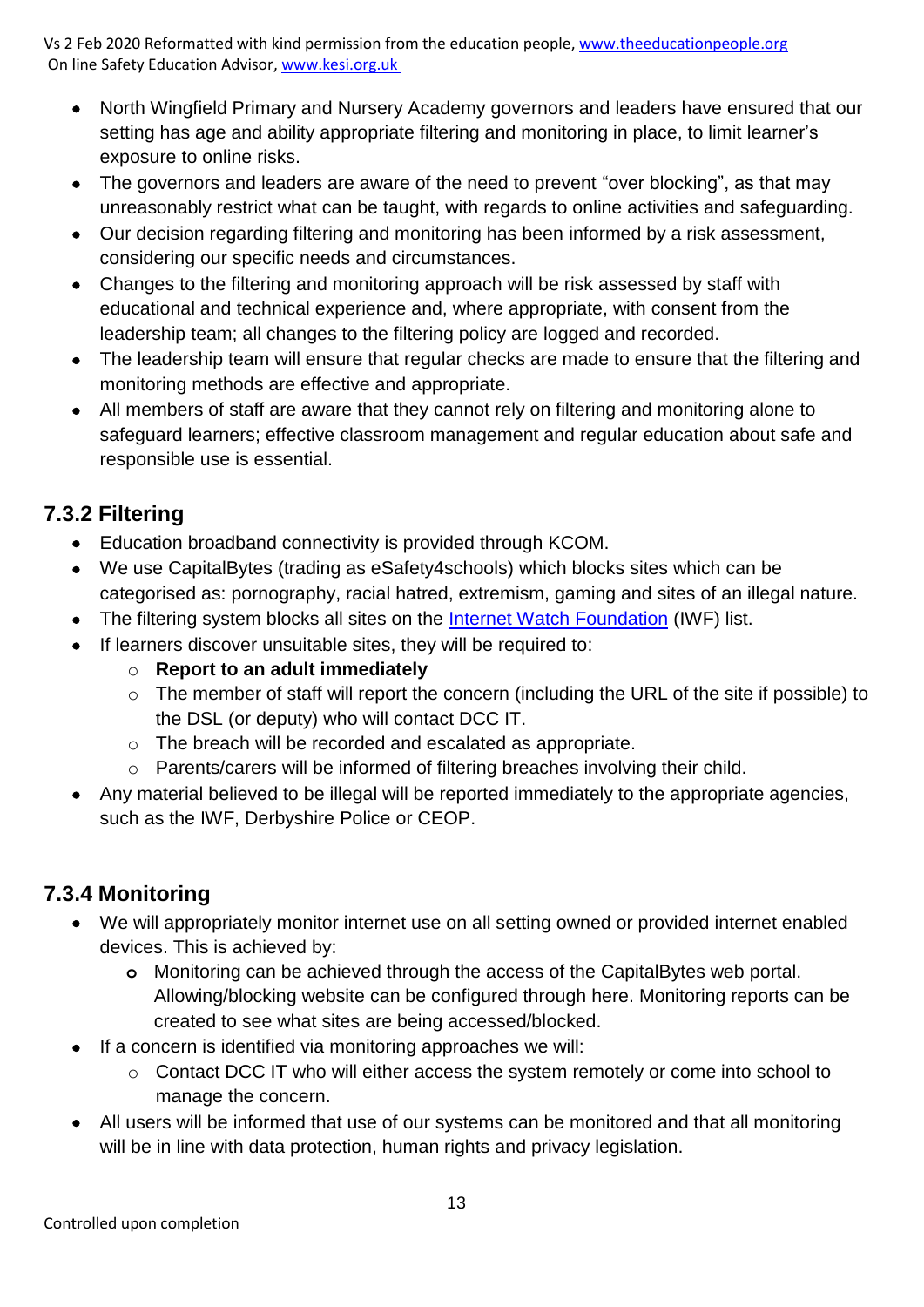- North Wingfield Primary and Nursery Academy governors and leaders have ensured that our setting has age and ability appropriate filtering and monitoring in place, to limit learner's exposure to online risks.
- The governors and leaders are aware of the need to prevent "over blocking", as that may unreasonably restrict what can be taught, with regards to online activities and safeguarding.
- Our decision regarding filtering and monitoring has been informed by a risk assessment, considering our specific needs and circumstances.
- Changes to the filtering and monitoring approach will be risk assessed by staff with educational and technical experience and, where appropriate, with consent from the leadership team; all changes to the filtering policy are logged and recorded.
- The leadership team will ensure that regular checks are made to ensure that the filtering and monitoring methods are effective and appropriate.
- All members of staff are aware that they cannot rely on filtering and monitoring alone to safeguard learners; effective classroom management and regular education about safe and responsible use is essential.

### 7.3.2 Filtering

- Education broadband connectivity is provided through KCOM.
- We use CapitalBytes (trading as eSafety4schools) which blocks sites which can be categorised as: pornography, racial hatred, extremism, gaming and sites of an illegal nature.
- The filtering system blocks all sites on the Internet Watch Foundation (IWF) list.
- If learners discover unsuitable sites, they will be required to:
  - **Report to an adult immediately**
  - The member of staff will report the concern (including the URL of the site if possible) to the DSL (or deputy) who will contact DCC IT.
  - The breach will be recorded and escalated as appropriate.
  - Parents/carers will be informed of filtering breaches involving their child.
- Any material believed to be illegal will be reported immediately to the appropriate agencies, such as the IWF, Derbyshire Police or CEOP.

### 7.3.4 Monitoring

- We will appropriately monitor internet use on all setting owned or provided internet enabled devices. This is achieved by:
  - Monitoring can be achieved through the access of the CapitalBytes web portal. Allowing/blocking website can be configured through here. Monitoring reports can be created to see what sites are being accessed/blocked.
- If a concern is identified via monitoring approaches we will:
  - Contact DCC IT who will either access the system remotely or come into school to manage the concern.
- All users will be informed that use of our systems can be monitored and that all monitoring will be in line with data protection, human rights and privacy legislation.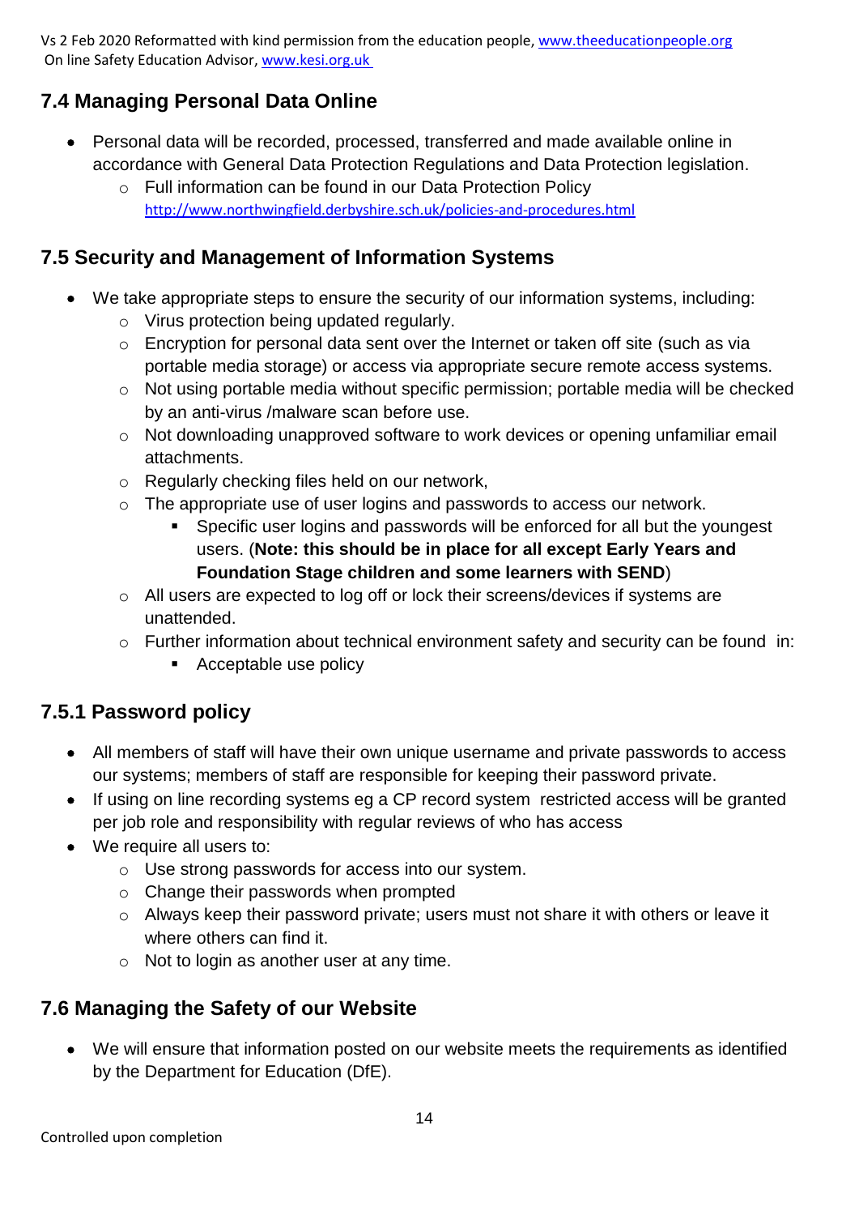## 7.4 Managing Personal Data Online

- Personal data will be recorded, processed, transferred and made available online in accordance with General Data Protection Regulations and Data Protection legislation.
  - Full information can be found in our Data Protection Policy http://www.northwingfield.derbyshire.sch.uk/policies-and-procedures.html

## 7.5 Security and Management of Information Systems

- We take appropriate steps to ensure the security of our information systems, including:
  - Virus protection being updated regularly.
  - Encryption for personal data sent over the Internet or taken off site (such as via portable media storage) or access via appropriate secure remote access systems.
  - Not using portable media without specific permission; portable media will be checked by an anti-virus /malware scan before use.
  - Not downloading unapproved software to work devices or opening unfamiliar email attachments.
  - Regularly checking files held on our network,
  - The appropriate use of user logins and passwords to access our network.
    - Specific user logins and passwords will be enforced for all but the youngest users. (**Note: this should be in place for all except Early Years and Foundation Stage children and some learners with SEND**)
  - All users are expected to log off or lock their screens/devices if systems are unattended.
  - Further information about technical environment safety and security can be found in:
    - Acceptable use policy

## 7.5.1 Password policy

- All members of staff will have their own unique username and private passwords to access our systems; members of staff are responsible for keeping their password private.
- If using on line recording systems eg a CP record system restricted access will be granted per job role and responsibility with regular reviews of who has access
- We require all users to:
  - Use strong passwords for access into our system.
  - Change their passwords when prompted
  - Always keep their password private; users must not share it with others or leave it where others can find it.
  - Not to login as another user at any time.

## 7.6 Managing the Safety of our Website

- We will ensure that information posted on our website meets the requirements as identified by the Department for Education (DfE).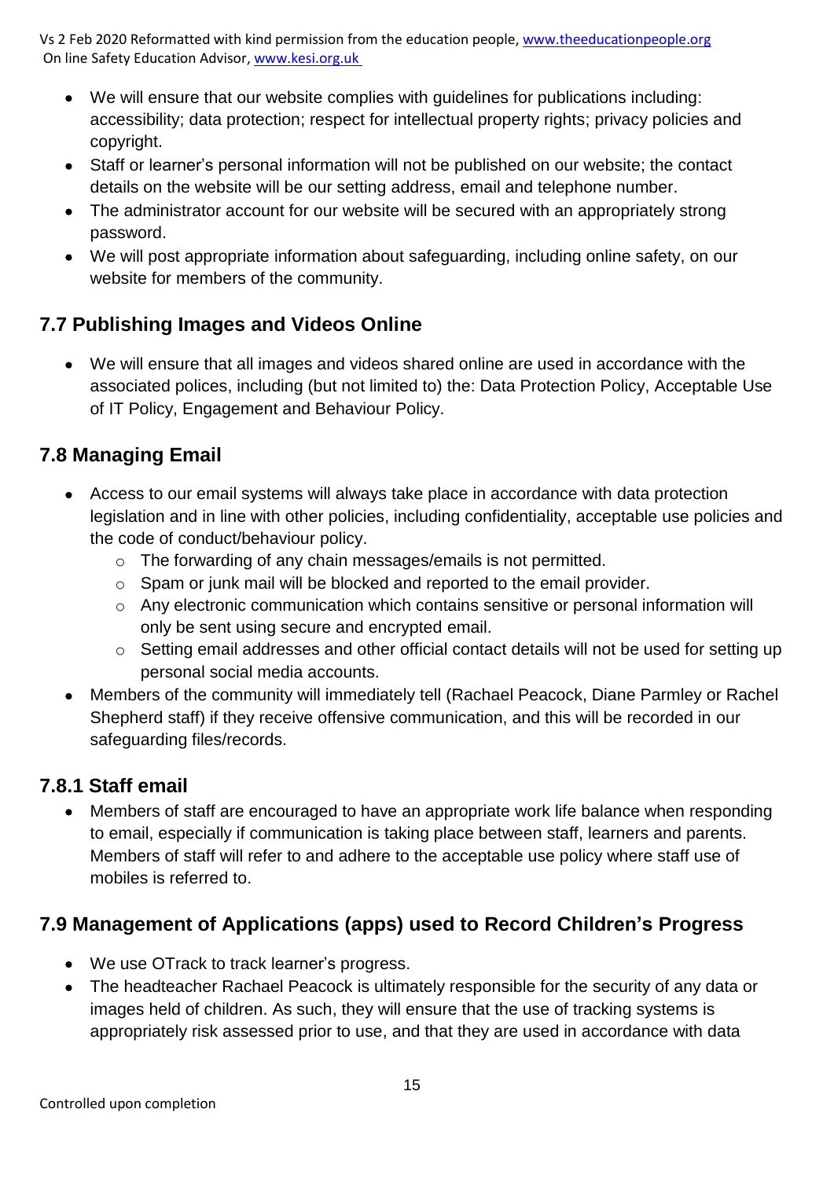- We will ensure that our website complies with guidelines for publications including: accessibility; data protection; respect for intellectual property rights; privacy policies and copyright.
- Staff or learner's personal information will not be published on our website; the contact details on the website will be our setting address, email and telephone number.
- The administrator account for our website will be secured with an appropriately strong password.
- We will post appropriate information about safeguarding, including online safety, on our website for members of the community.

## 7.7 Publishing Images and Videos Online

- We will ensure that all images and videos shared online are used in accordance with the associated polices, including (but not limited to) the: Data Protection Policy, Acceptable Use of IT Policy, Engagement and Behaviour Policy.

## 7.8 Managing Email

- Access to our email systems will always take place in accordance with data protection legislation and in line with other policies, including confidentiality, acceptable use policies and the code of conduct/behaviour policy.
  - The forwarding of any chain messages/emails is not permitted.
  - Spam or junk mail will be blocked and reported to the email provider.
  - Any electronic communication which contains sensitive or personal information will only be sent using secure and encrypted email.
  - Setting email addresses and other official contact details will not be used for setting up personal social media accounts.
- Members of the community will immediately tell (Rachael Peacock, Diane Parmley or Rachel Shepherd staff) if they receive offensive communication, and this will be recorded in our safeguarding files/records.

### 7.8.1 Staff email

- Members of staff are encouraged to have an appropriate work life balance when responding to email, especially if communication is taking place between staff, learners and parents. Members of staff will refer to and adhere to the acceptable use policy where staff use of mobiles is referred to.

## 7.9 Management of Applications (apps) used to Record Children's Progress

- We use OTrack to track learner's progress.
- The headteacher Rachael Peacock is ultimately responsible for the security of any data or images held of children. As such, they will ensure that the use of tracking systems is appropriately risk assessed prior to use, and that they are used in accordance with data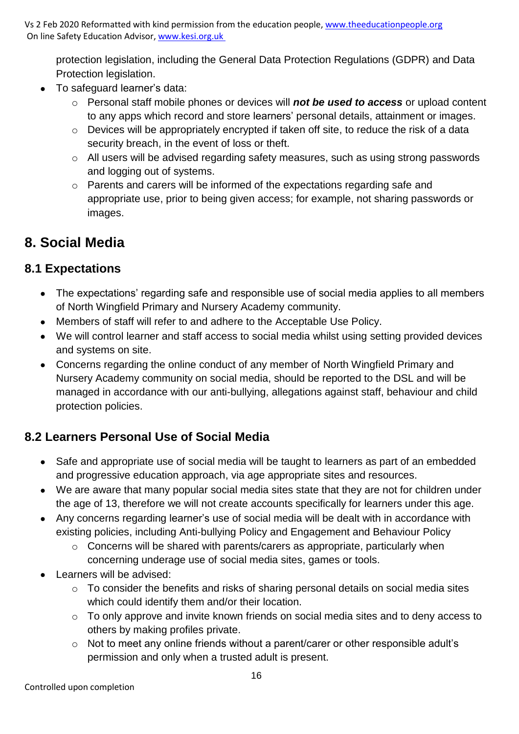protection legislation, including the General Data Protection Regulations (GDPR) and Data Protection legislation.

- To safeguard learner's data:
    - Personal staff mobile phones or devices will ***not be used to access*** or upload content to any apps which record and store learners' personal details, attainment or images.
    - Devices will be appropriately encrypted if taken off site, to reduce the risk of a data security breach, in the event of loss or theft.
    - All users will be advised regarding safety measures, such as using strong passwords and logging out of systems.
    - Parents and carers will be informed of the expectations regarding safe and appropriate use, prior to being given access; for example, not sharing passwords or images.

# 8. Social Media

## 8.1 Expectations

- The expectations' regarding safe and responsible use of social media applies to all members of North Wingfield Primary and Nursery Academy community.
- Members of staff will refer to and adhere to the Acceptable Use Policy.
- We will control learner and staff access to social media whilst using setting provided devices and systems on site.
- Concerns regarding the online conduct of any member of North Wingfield Primary and Nursery Academy community on social media, should be reported to the DSL and will be managed in accordance with our anti-bullying, allegations against staff, behaviour and child protection policies.

## 8.2 Learners Personal Use of Social Media

- Safe and appropriate use of social media will be taught to learners as part of an embedded and progressive education approach, via age appropriate sites and resources.
- We are aware that many popular social media sites state that they are not for children under the age of 13, therefore we will not create accounts specifically for learners under this age.
- Any concerns regarding learner's use of social media will be dealt with in accordance with existing policies, including Anti-bullying Policy and Engagement and Behaviour Policy
    - Concerns will be shared with parents/carers as appropriate, particularly when concerning underage use of social media sites, games or tools.
- Learners will be advised:
    - To consider the benefits and risks of sharing personal details on social media sites which could identify them and/or their location.
    - To only approve and invite known friends on social media sites and to deny access to others by making profiles private.
    - Not to meet any online friends without a parent/carer or other responsible adult's permission and only when a trusted adult is present.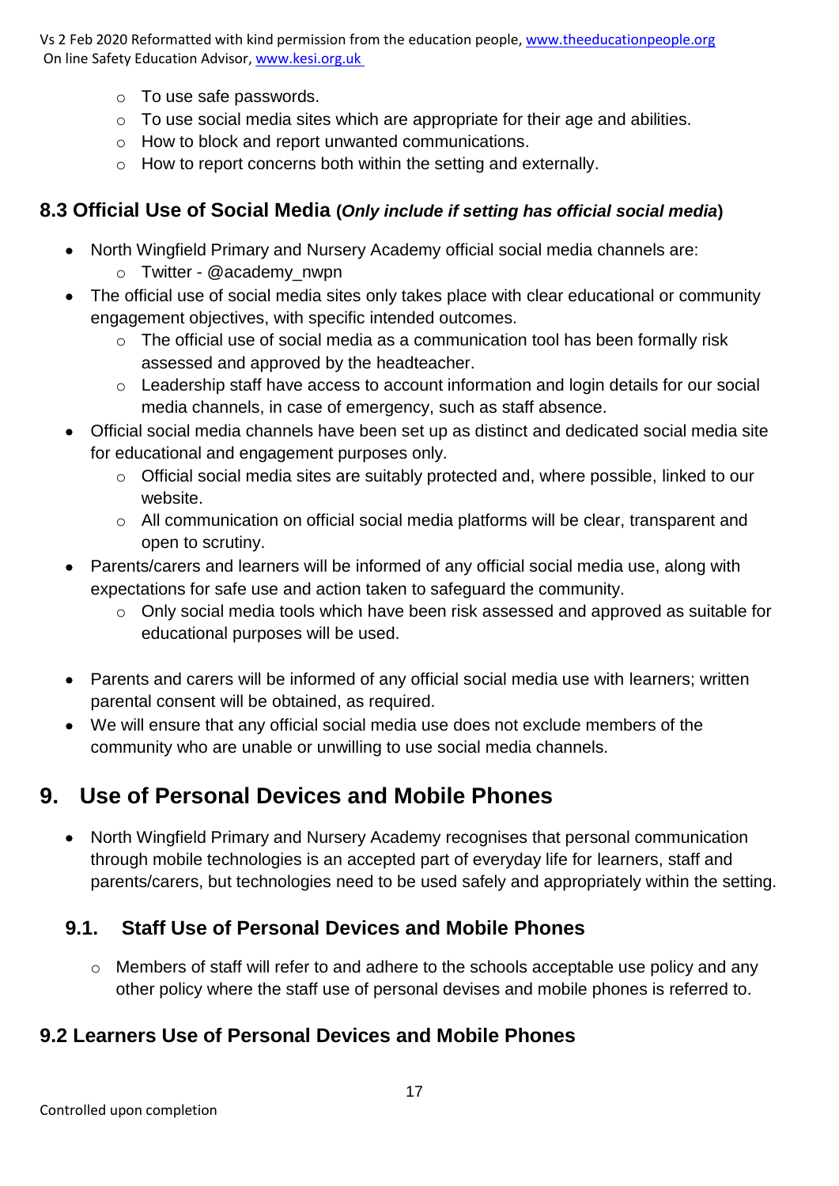- To use safe passwords.
- To use social media sites which are appropriate for their age and abilities.
- How to block and report unwanted communications.
- How to report concerns both within the setting and externally.

### 8.3 Official Use of Social Media (*Only include if setting has official social media*)

- North Wingfield Primary and Nursery Academy official social media channels are:
  - Twitter - @academy_nwpn
- The official use of social media sites only takes place with clear educational or community engagement objectives, with specific intended outcomes.
  - The official use of social media as a communication tool has been formally risk assessed and approved by the headteacher.
  - Leadership staff have access to account information and login details for our social media channels, in case of emergency, such as staff absence.
- Official social media channels have been set up as distinct and dedicated social media site for educational and engagement purposes only.
  - Official social media sites are suitably protected and, where possible, linked to our website.
  - All communication on official social media platforms will be clear, transparent and open to scrutiny.
- Parents/carers and learners will be informed of any official social media use, along with expectations for safe use and action taken to safeguard the community.
  - Only social media tools which have been risk assessed and approved as suitable for educational purposes will be used.
- Parents and carers will be informed of any official social media use with learners; written parental consent will be obtained, as required.
- We will ensure that any official social media use does not exclude members of the community who are unable or unwilling to use social media channels.

## 9. Use of Personal Devices and Mobile Phones

- North Wingfield Primary and Nursery Academy recognises that personal communication through mobile technologies is an accepted part of everyday life for learners, staff and parents/carers, but technologies need to be used safely and appropriately within the setting.

### 9.1. Staff Use of Personal Devices and Mobile Phones

- Members of staff will refer to and adhere to the schools acceptable use policy and any other policy where the staff use of personal devises and mobile phones is referred to.

### 9.2 Learners Use of Personal Devices and Mobile Phones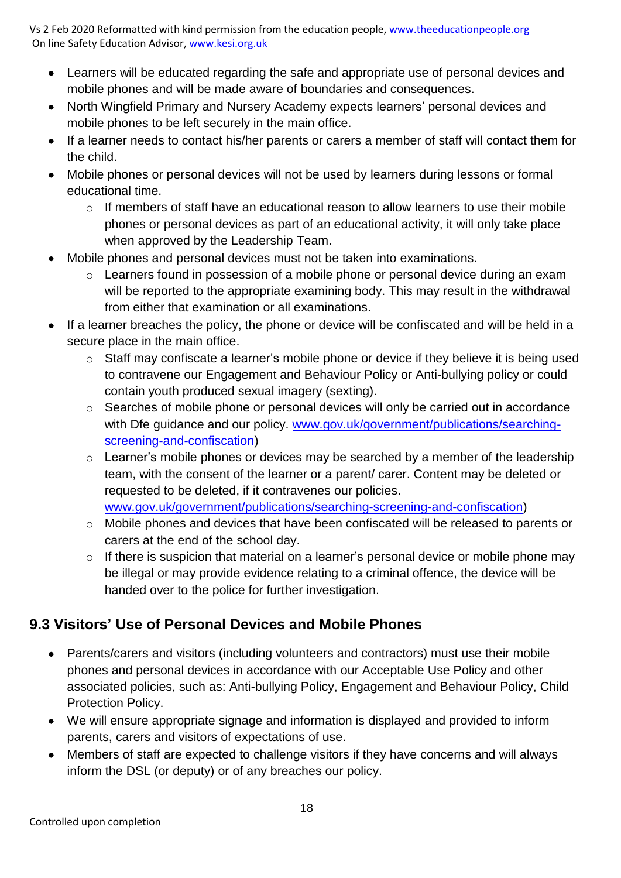- Learners will be educated regarding the safe and appropriate use of personal devices and mobile phones and will be made aware of boundaries and consequences.
- North Wingfield Primary and Nursery Academy expects learners' personal devices and mobile phones to be left securely in the main office.
- If a learner needs to contact his/her parents or carers a member of staff will contact them for the child.
- Mobile phones or personal devices will not be used by learners during lessons or formal educational time.
  - If members of staff have an educational reason to allow learners to use their mobile phones or personal devices as part of an educational activity, it will only take place when approved by the Leadership Team.
- Mobile phones and personal devices must not be taken into examinations.
  - Learners found in possession of a mobile phone or personal device during an exam will be reported to the appropriate examining body. This may result in the withdrawal from either that examination or all examinations.
- If a learner breaches the policy, the phone or device will be confiscated and will be held in a secure place in the main office.
  - Staff may confiscate a learner's mobile phone or device if they believe it is being used to contravene our Engagement and Behaviour Policy or Anti-bullying policy or could contain youth produced sexual imagery (sexting).
  - Searches of mobile phone or personal devices will only be carried out in accordance with Dfe guidance and our policy. www.gov.uk/government/publications/searching-screening-and-confiscation)
  - Learner's mobile phones or devices may be searched by a member of the leadership team, with the consent of the learner or a parent/ carer. Content may be deleted or requested to be deleted, if it contravenes our policies. www.gov.uk/government/publications/searching-screening-and-confiscation)
  - Mobile phones and devices that have been confiscated will be released to parents or carers at the end of the school day.
  - If there is suspicion that material on a learner's personal device or mobile phone may be illegal or may provide evidence relating to a criminal offence, the device will be handed over to the police for further investigation.

## 9.3 Visitors' Use of Personal Devices and Mobile Phones

- Parents/carers and visitors (including volunteers and contractors) must use their mobile phones and personal devices in accordance with our Acceptable Use Policy and other associated policies, such as: Anti-bullying Policy, Engagement and Behaviour Policy, Child Protection Policy.
- We will ensure appropriate signage and information is displayed and provided to inform parents, carers and visitors of expectations of use.
- Members of staff are expected to challenge visitors if they have concerns and will always inform the DSL (or deputy) or of any breaches our policy.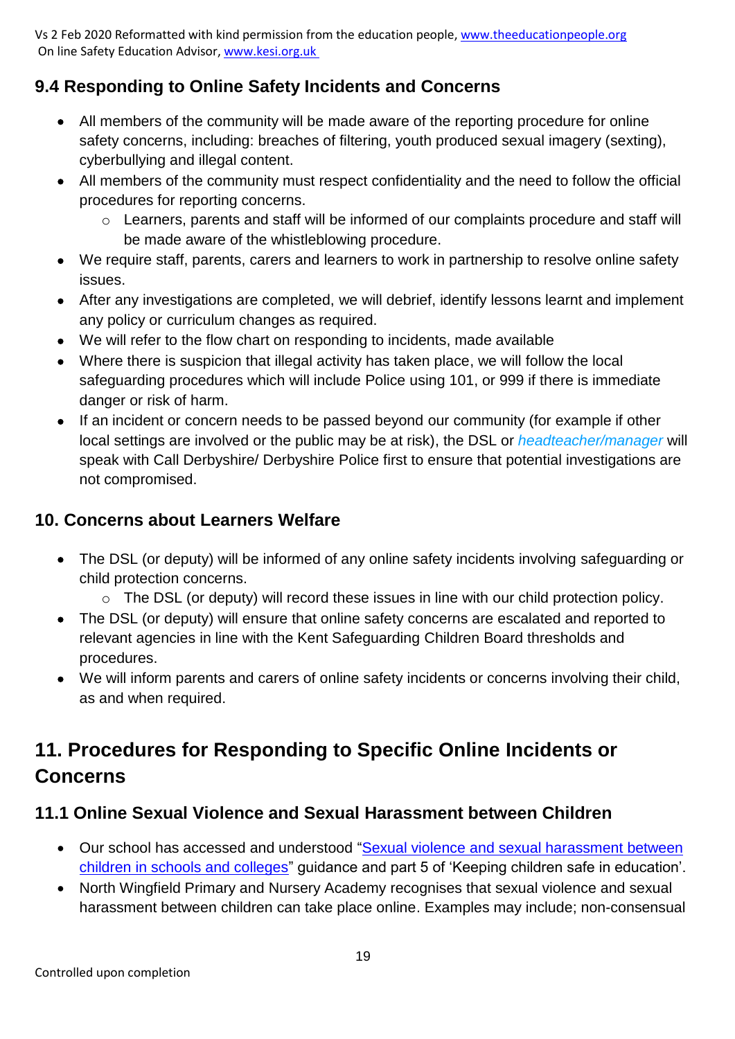## 9.4 Responding to Online Safety Incidents and Concerns

- All members of the community will be made aware of the reporting procedure for online safety concerns, including: breaches of filtering, youth produced sexual imagery (sexting), cyberbullying and illegal content.
- All members of the community must respect confidentiality and the need to follow the official procedures for reporting concerns.
    - Learners, parents and staff will be informed of our complaints procedure and staff will be made aware of the whistleblowing procedure.
- We require staff, parents, carers and learners to work in partnership to resolve online safety issues.
- After any investigations are completed, we will debrief, identify lessons learnt and implement any policy or curriculum changes as required.
- We will refer to the flow chart on responding to incidents, made available
- Where there is suspicion that illegal activity has taken place, we will follow the local safeguarding procedures which will include Police using 101, or 999 if there is immediate danger or risk of harm.
- If an incident or concern needs to be passed beyond our community (for example if other local settings are involved or the public may be at risk), the DSL or *headteacher/manager* will speak with Call Derbyshire/ Derbyshire Police first to ensure that potential investigations are not compromised.

## 10. Concerns about Learners Welfare

- The DSL (or deputy) will be informed of any online safety incidents involving safeguarding or child protection concerns.
    - The DSL (or deputy) will record these issues in line with our child protection policy.
- The DSL (or deputy) will ensure that online safety concerns are escalated and reported to relevant agencies in line with the Kent Safeguarding Children Board thresholds and procedures.
- We will inform parents and carers of online safety incidents or concerns involving their child, as and when required.

# 11. Procedures for Responding to Specific Online Incidents or Concerns

## 11.1 Online Sexual Violence and Sexual Harassment between Children

- Our school has accessed and understood "Sexual violence and sexual harassment between children in schools and colleges" guidance and part 5 of 'Keeping children safe in education'.
- North Wingfield Primary and Nursery Academy recognises that sexual violence and sexual harassment between children can take place online. Examples may include; non-consensual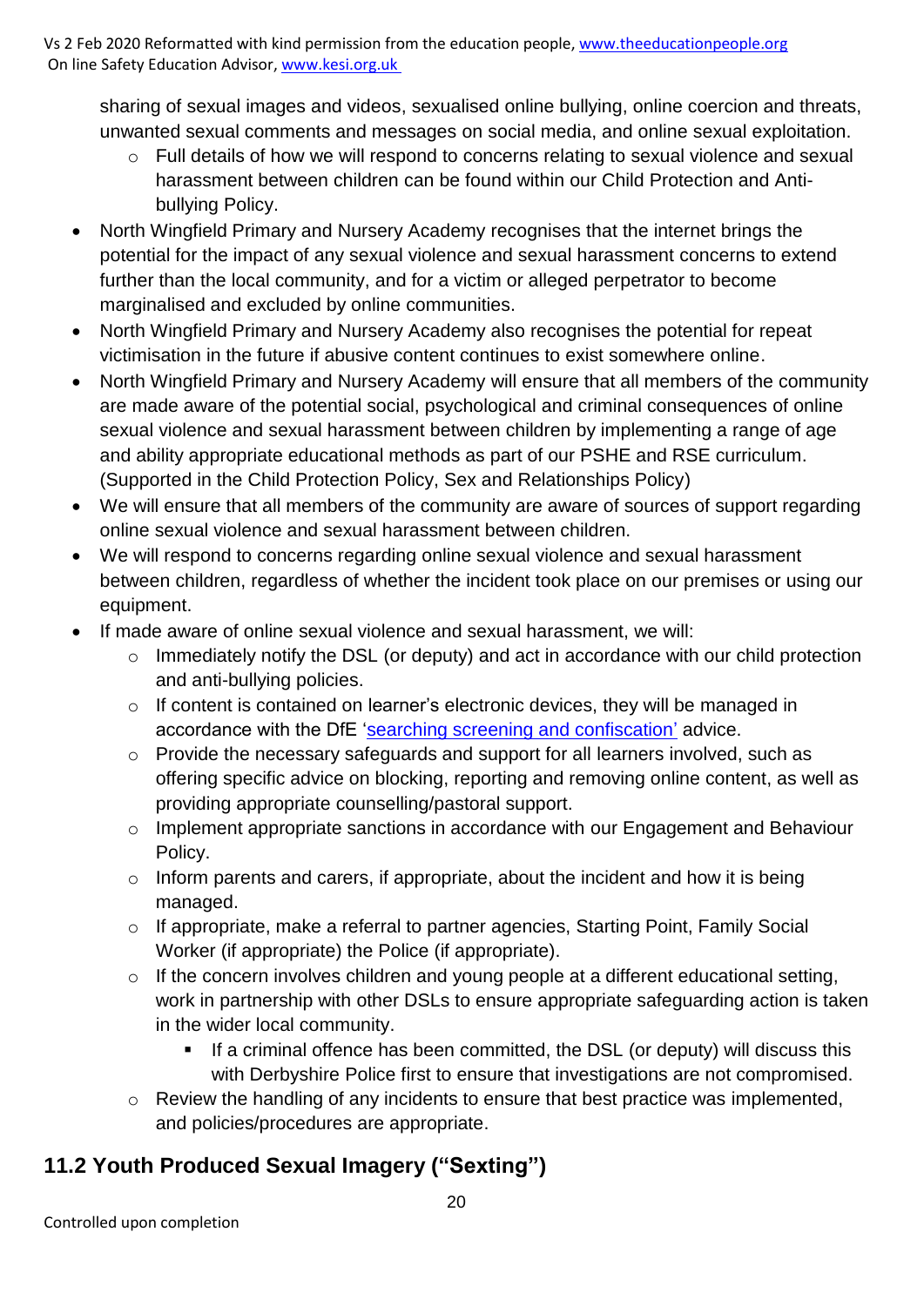sharing of sexual images and videos, sexualised online bullying, online coercion and threats, unwanted sexual comments and messages on social media, and online sexual exploitation.

  - Full details of how we will respond to concerns relating to sexual violence and sexual harassment between children can be found within our Child Protection and Anti-bullying Policy.

- North Wingfield Primary and Nursery Academy recognises that the internet brings the potential for the impact of any sexual violence and sexual harassment concerns to extend further than the local community, and for a victim or alleged perpetrator to become marginalised and excluded by online communities.
- North Wingfield Primary and Nursery Academy also recognises the potential for repeat victimisation in the future if abusive content continues to exist somewhere online.
- North Wingfield Primary and Nursery Academy will ensure that all members of the community are made aware of the potential social, psychological and criminal consequences of online sexual violence and sexual harassment between children by implementing a range of age and ability appropriate educational methods as part of our PSHE and RSE curriculum. (Supported in the Child Protection Policy, Sex and Relationships Policy)
- We will ensure that all members of the community are aware of sources of support regarding online sexual violence and sexual harassment between children.
- We will respond to concerns regarding online sexual violence and sexual harassment between children, regardless of whether the incident took place on our premises or using our equipment.
- If made aware of online sexual violence and sexual harassment, we will:
  - Immediately notify the DSL (or deputy) and act in accordance with our child protection and anti-bullying policies.
  - If content is contained on learner's electronic devices, they will be managed in accordance with the DfE 'searching screening and confiscation' advice.
  - Provide the necessary safeguards and support for all learners involved, such as offering specific advice on blocking, reporting and removing online content, as well as providing appropriate counselling/pastoral support.
  - Implement appropriate sanctions in accordance with our Engagement and Behaviour Policy.
  - Inform parents and carers, if appropriate, about the incident and how it is being managed.
  - If appropriate, make a referral to partner agencies, Starting Point, Family Social Worker (if appropriate) the Police (if appropriate).
  - If the concern involves children and young people at a different educational setting, work in partnership with other DSLs to ensure appropriate safeguarding action is taken in the wider local community.
    - If a criminal offence has been committed, the DSL (or deputy) will discuss this with Derbyshire Police first to ensure that investigations are not compromised.
  - Review the handling of any incidents to ensure that best practice was implemented, and policies/procedures are appropriate.

## 11.2 Youth Produced Sexual Imagery ("Sexting")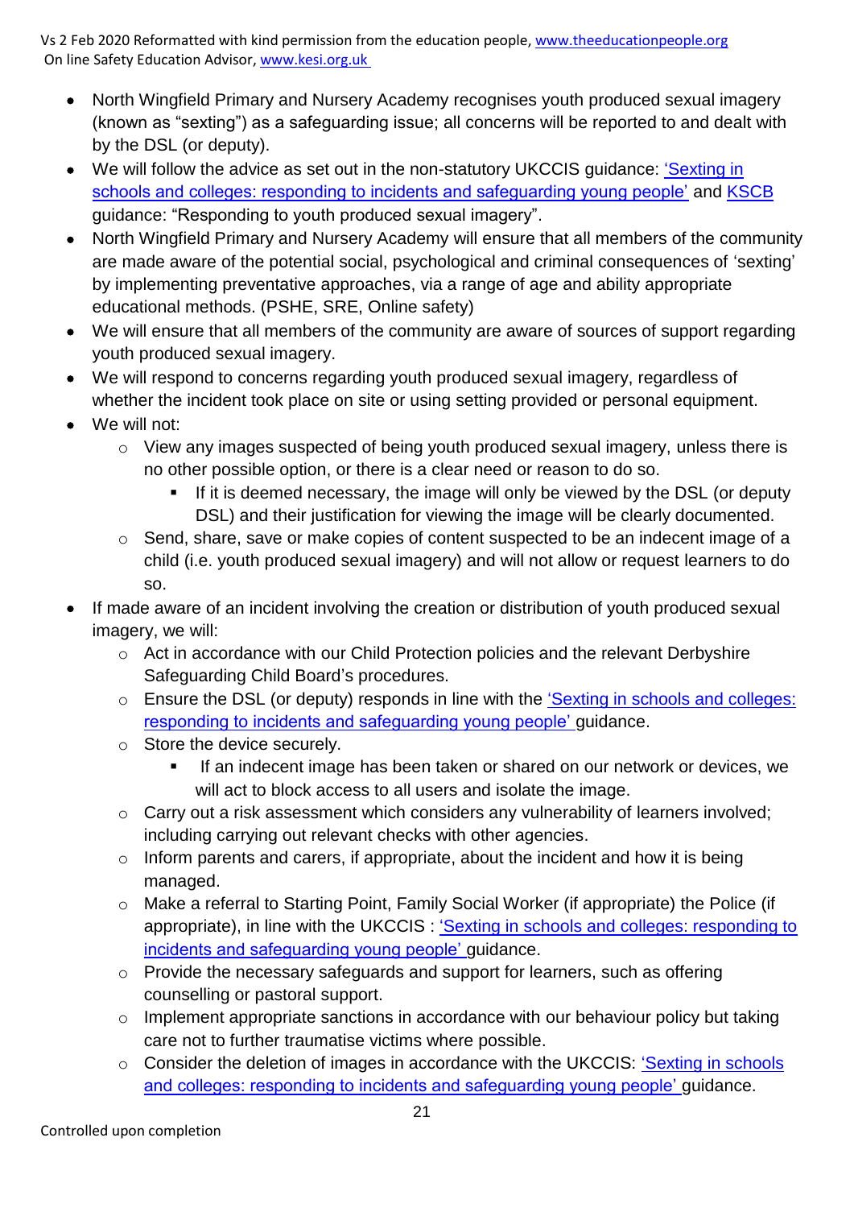- North Wingfield Primary and Nursery Academy recognises youth produced sexual imagery (known as "sexting") as a safeguarding issue; all concerns will be reported to and dealt with by the DSL (or deputy).
- We will follow the advice as set out in the non-statutory UKCCIS guidance: 'Sexting in schools and colleges: responding to incidents and safeguarding young people' and KSCB guidance: "Responding to youth produced sexual imagery".
- North Wingfield Primary and Nursery Academy will ensure that all members of the community are made aware of the potential social, psychological and criminal consequences of 'sexting' by implementing preventative approaches, via a range of age and ability appropriate educational methods. (PSHE, SRE, Online safety)
- We will ensure that all members of the community are aware of sources of support regarding youth produced sexual imagery.
- We will respond to concerns regarding youth produced sexual imagery, regardless of whether the incident took place on site or using setting provided or personal equipment.
- We will not:
  - View any images suspected of being youth produced sexual imagery, unless there is no other possible option, or there is a clear need or reason to do so.
    - If it is deemed necessary, the image will only be viewed by the DSL (or deputy DSL) and their justification for viewing the image will be clearly documented.
  - Send, share, save or make copies of content suspected to be an indecent image of a child (i.e. youth produced sexual imagery) and will not allow or request learners to do so.
- If made aware of an incident involving the creation or distribution of youth produced sexual imagery, we will:
  - Act in accordance with our Child Protection policies and the relevant Derbyshire Safeguarding Child Board's procedures.
  - Ensure the DSL (or deputy) responds in line with the 'Sexting in schools and colleges: responding to incidents and safeguarding young people' guidance.
  - Store the device securely.
    - If an indecent image has been taken or shared on our network or devices, we will act to block access to all users and isolate the image.
  - Carry out a risk assessment which considers any vulnerability of learners involved; including carrying out relevant checks with other agencies.
  - Inform parents and carers, if appropriate, about the incident and how it is being managed.
  - Make a referral to Starting Point, Family Social Worker (if appropriate) the Police (if appropriate), in line with the UKCCIS : 'Sexting in schools and colleges: responding to incidents and safeguarding young people' guidance.
  - Provide the necessary safeguards and support for learners, such as offering counselling or pastoral support.
  - Implement appropriate sanctions in accordance with our behaviour policy but taking care not to further traumatise victims where possible.
  - Consider the deletion of images in accordance with the UKCCIS: 'Sexting in schools and colleges: responding to incidents and safeguarding young people' guidance.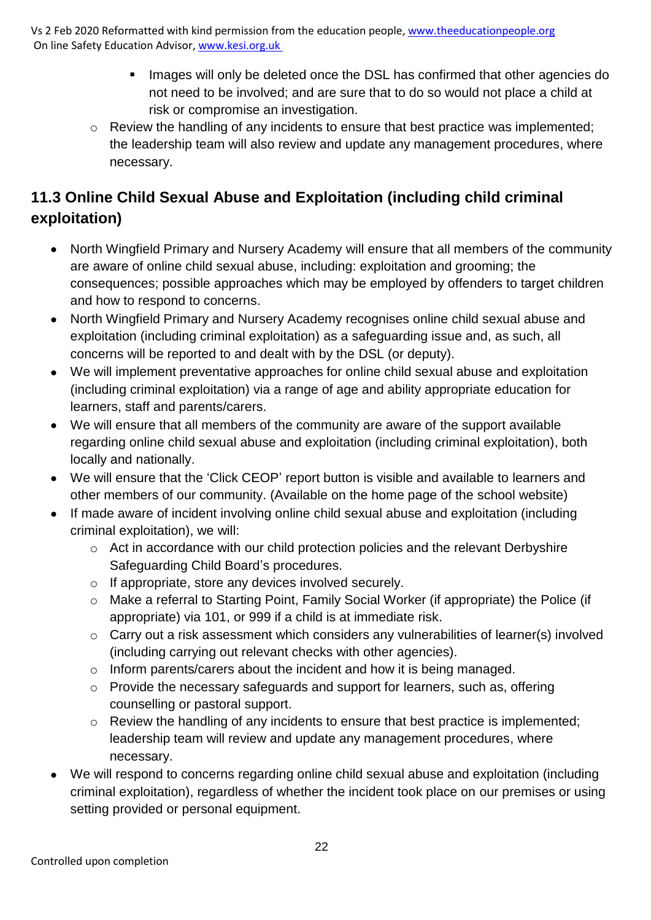- Images will only be deleted once the DSL has confirmed that other agencies do not need to be involved; and are sure that to do so would not place a child at risk or compromise an investigation.
  - Review the handling of any incidents to ensure that best practice was implemented; the leadership team will also review and update any management procedures, where necessary.

## 11.3 Online Child Sexual Abuse and Exploitation (including child criminal exploitation)

- North Wingfield Primary and Nursery Academy will ensure that all members of the community are aware of online child sexual abuse, including: exploitation and grooming; the consequences; possible approaches which may be employed by offenders to target children and how to respond to concerns.
- North Wingfield Primary and Nursery Academy recognises online child sexual abuse and exploitation (including criminal exploitation) as a safeguarding issue and, as such, all concerns will be reported to and dealt with by the DSL (or deputy).
- We will implement preventative approaches for online child sexual abuse and exploitation (including criminal exploitation) via a range of age and ability appropriate education for learners, staff and parents/carers.
- We will ensure that all members of the community are aware of the support available regarding online child sexual abuse and exploitation (including criminal exploitation), both locally and nationally.
- We will ensure that the 'Click CEOP' report button is visible and available to learners and other members of our community. (Available on the home page of the school website)
- If made aware of incident involving online child sexual abuse and exploitation (including criminal exploitation), we will:
  - Act in accordance with our child protection policies and the relevant Derbyshire Safeguarding Child Board's procedures.
  - If appropriate, store any devices involved securely.
  - Make a referral to Starting Point, Family Social Worker (if appropriate) the Police (if appropriate) via 101, or 999 if a child is at immediate risk.
  - Carry out a risk assessment which considers any vulnerabilities of learner(s) involved (including carrying out relevant checks with other agencies).
  - Inform parents/carers about the incident and how it is being managed.
  - Provide the necessary safeguards and support for learners, such as, offering counselling or pastoral support.
  - Review the handling of any incidents to ensure that best practice is implemented; leadership team will review and update any management procedures, where necessary.
- We will respond to concerns regarding online child sexual abuse and exploitation (including criminal exploitation), regardless of whether the incident took place on our premises or using setting provided or personal equipment.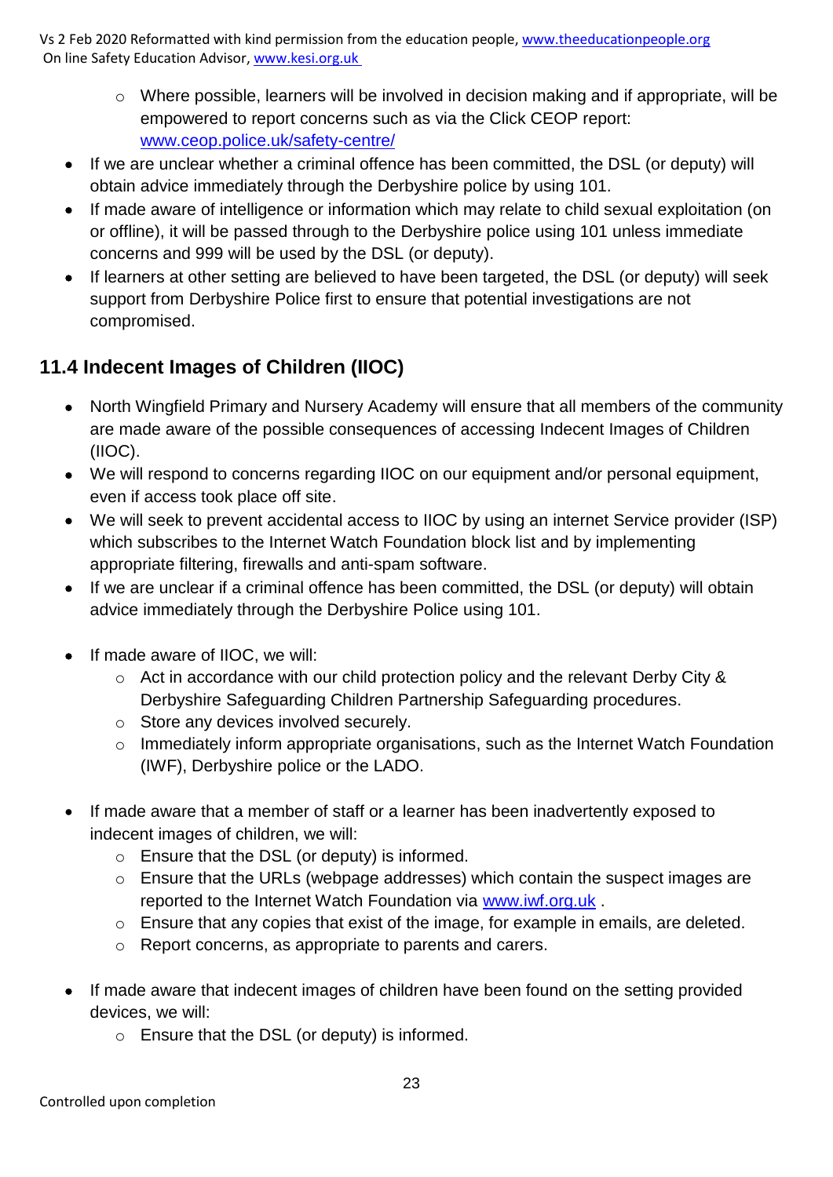- Where possible, learners will be involved in decision making and if appropriate, will be empowered to report concerns such as via the Click CEOP report: [www.ceop.police.uk/safety-centre/](http://www.ceop.police.uk/safety-centre/)

- If we are unclear whether a criminal offence has been committed, the DSL (or deputy) will obtain advice immediately through the Derbyshire police by using 101.
- If made aware of intelligence or information which may relate to child sexual exploitation (on or offline), it will be passed through to the Derbyshire police using 101 unless immediate concerns and 999 will be used by the DSL (or deputy).
- If learners at other setting are believed to have been targeted, the DSL (or deputy) will seek support from Derbyshire Police first to ensure that potential investigations are not compromised.

## 11.4 Indecent Images of Children (IIOC)

- North Wingfield Primary and Nursery Academy will ensure that all members of the community are made aware of the possible consequences of accessing Indecent Images of Children (IIOC).
- We will respond to concerns regarding IIOC on our equipment and/or personal equipment, even if access took place off site.
- We will seek to prevent accidental access to IIOC by using an internet Service provider (ISP) which subscribes to the Internet Watch Foundation block list and by implementing appropriate filtering, firewalls and anti-spam software.
- If we are unclear if a criminal offence has been committed, the DSL (or deputy) will obtain advice immediately through the Derbyshire Police using 101.

- If made aware of IIOC, we will:
  - Act in accordance with our child protection policy and the relevant Derby City & Derbyshire Safeguarding Children Partnership Safeguarding procedures.
  - Store any devices involved securely.
  - Immediately inform appropriate organisations, such as the Internet Watch Foundation (IWF), Derbyshire police or the LADO.

- If made aware that a member of staff or a learner has been inadvertently exposed to indecent images of children, we will:
  - Ensure that the DSL (or deputy) is informed.
  - Ensure that the URLs (webpage addresses) which contain the suspect images are reported to the Internet Watch Foundation via [www.iwf.org.uk](http://www.iwf.org.uk) .
  - Ensure that any copies that exist of the image, for example in emails, are deleted.
  - Report concerns, as appropriate to parents and carers.

- If made aware that indecent images of children have been found on the setting provided devices, we will:
  - Ensure that the DSL (or deputy) is informed.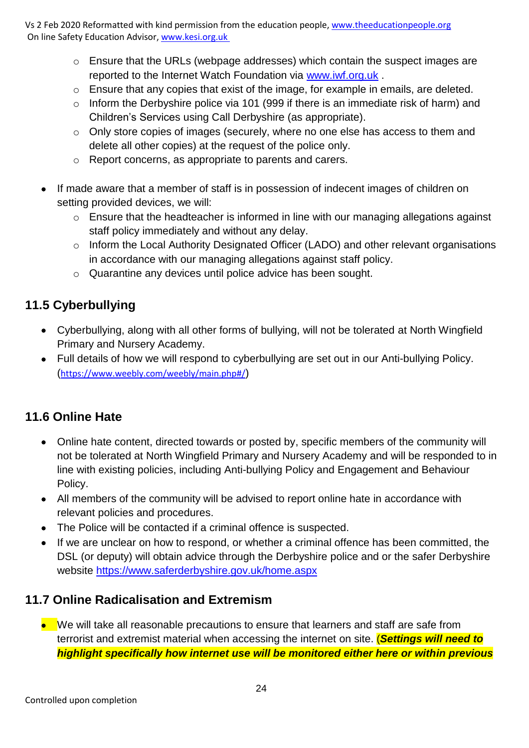- Ensure that the URLs (webpage addresses) which contain the suspect images are reported to the Internet Watch Foundation via www.iwf.org.uk .
    - Ensure that any copies that exist of the image, for example in emails, are deleted.
    - Inform the Derbyshire police via 101 (999 if there is an immediate risk of harm) and Children's Services using Call Derbyshire (as appropriate).
    - Only store copies of images (securely, where no one else has access to them and delete all other copies) at the request of the police only.
    - Report concerns, as appropriate to parents and carers.

- If made aware that a member of staff is in possession of indecent images of children on setting provided devices, we will:
    - Ensure that the headteacher is informed in line with our managing allegations against staff policy immediately and without any delay.
    - Inform the Local Authority Designated Officer (LADO) and other relevant organisations in accordance with our managing allegations against staff policy.
    - Quarantine any devices until police advice has been sought.

## 11.5 Cyberbullying

- Cyberbullying, along with all other forms of bullying, will not be tolerated at North Wingfield Primary and Nursery Academy.
- Full details of how we will respond to cyberbullying are set out in our Anti-bullying Policy. (https://www.weebly.com/weebly/main.php#/)

## 11.6 Online Hate

- Online hate content, directed towards or posted by, specific members of the community will not be tolerated at North Wingfield Primary and Nursery Academy and will be responded to in line with existing policies, including Anti-bullying Policy and Engagement and Behaviour Policy.
- All members of the community will be advised to report online hate in accordance with relevant policies and procedures.
- The Police will be contacted if a criminal offence is suspected.
- If we are unclear on how to respond, or whether a criminal offence has been committed, the DSL (or deputy) will obtain advice through the Derbyshire police and or the safer Derbyshire website https://www.saferderbyshire.gov.uk/home.aspx

## 11.7 Online Radicalisation and Extremism

- We will take all reasonable precautions to ensure that learners and staff are safe from terrorist and extremist material when accessing the internet on site. (***Settings will need to highlight specifically how internet use will be monitored either here or within previous***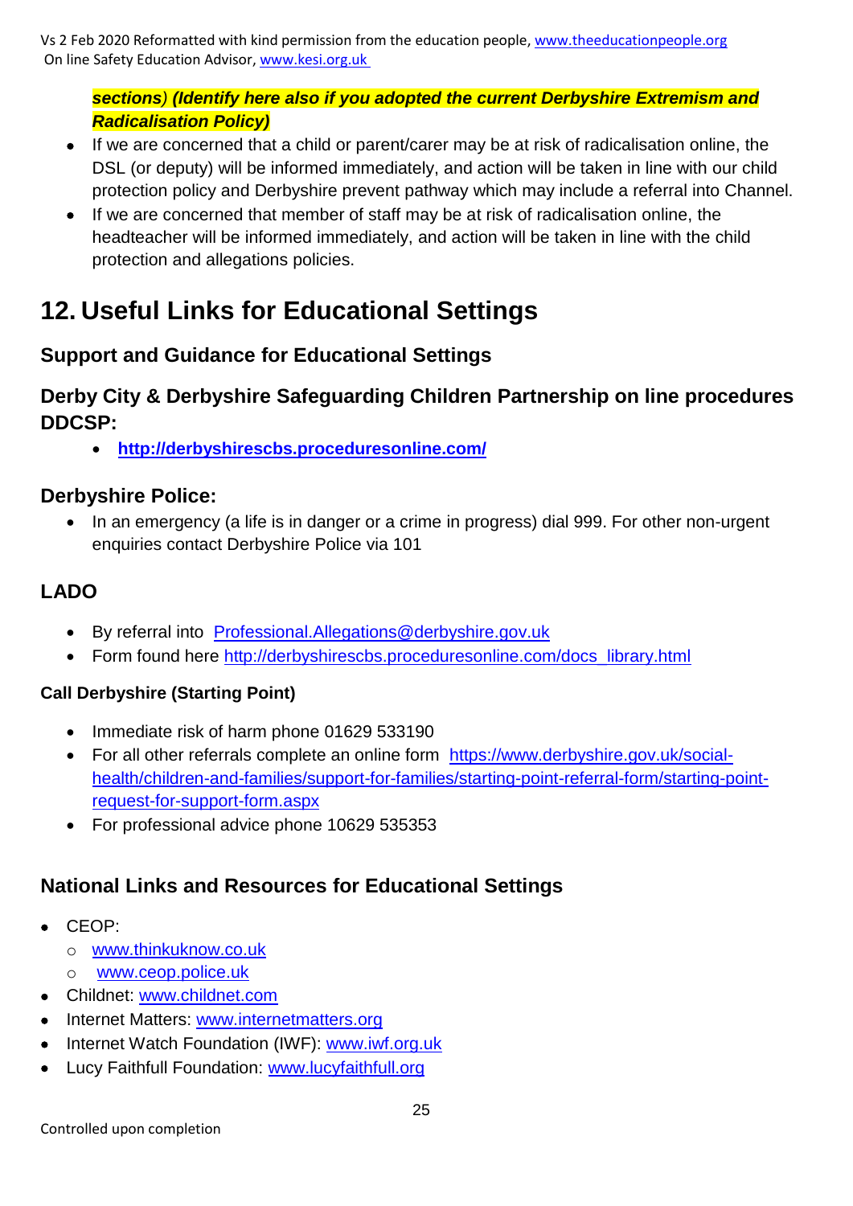***sections)*** ***(Identify here also if you adopted the current Derbyshire Extremism and Radicalisation Policy)***

- If we are concerned that a child or parent/carer may be at risk of radicalisation online, the DSL (or deputy) will be informed immediately, and action will be taken in line with our child protection policy and Derbyshire prevent pathway which may include a referral into Channel.
- If we are concerned that member of staff may be at risk of radicalisation online, the headteacher will be informed immediately, and action will be taken in line with the child protection and allegations policies.

# 12. Useful Links for Educational Settings

## Support and Guidance for Educational Settings

### Derby City & Derbyshire Safeguarding Children Partnership on line procedures DDCSP:

- **http://derbyshirescbs.proceduresonline.com/**

### Derbyshire Police:

- In an emergency (a life is in danger or a crime in progress) dial 999. For other non-urgent enquiries contact Derbyshire Police via 101

### LADO

- By referral into Professional.Allegations@derbyshire.gov.uk
- Form found here http://derbyshirescbs.proceduresonline.com/docs_library.html

#### Call Derbyshire (Starting Point)

- Immediate risk of harm phone 01629 533190
- For all other referrals complete an online form https://www.derbyshire.gov.uk/social-health/children-and-families/support-for-families/starting-point-referral-form/starting-point-request-for-support-form.aspx
- For professional advice phone 10629 535353

### National Links and Resources for Educational Settings

- CEOP:
  - www.thinkuknow.co.uk
  - www.ceop.police.uk
- Childnet: www.childnet.com
- Internet Matters: www.internetmatters.org
- Internet Watch Foundation (IWF): www.iwf.org.uk
- Lucy Faithfull Foundation: www.lucyfaithfull.org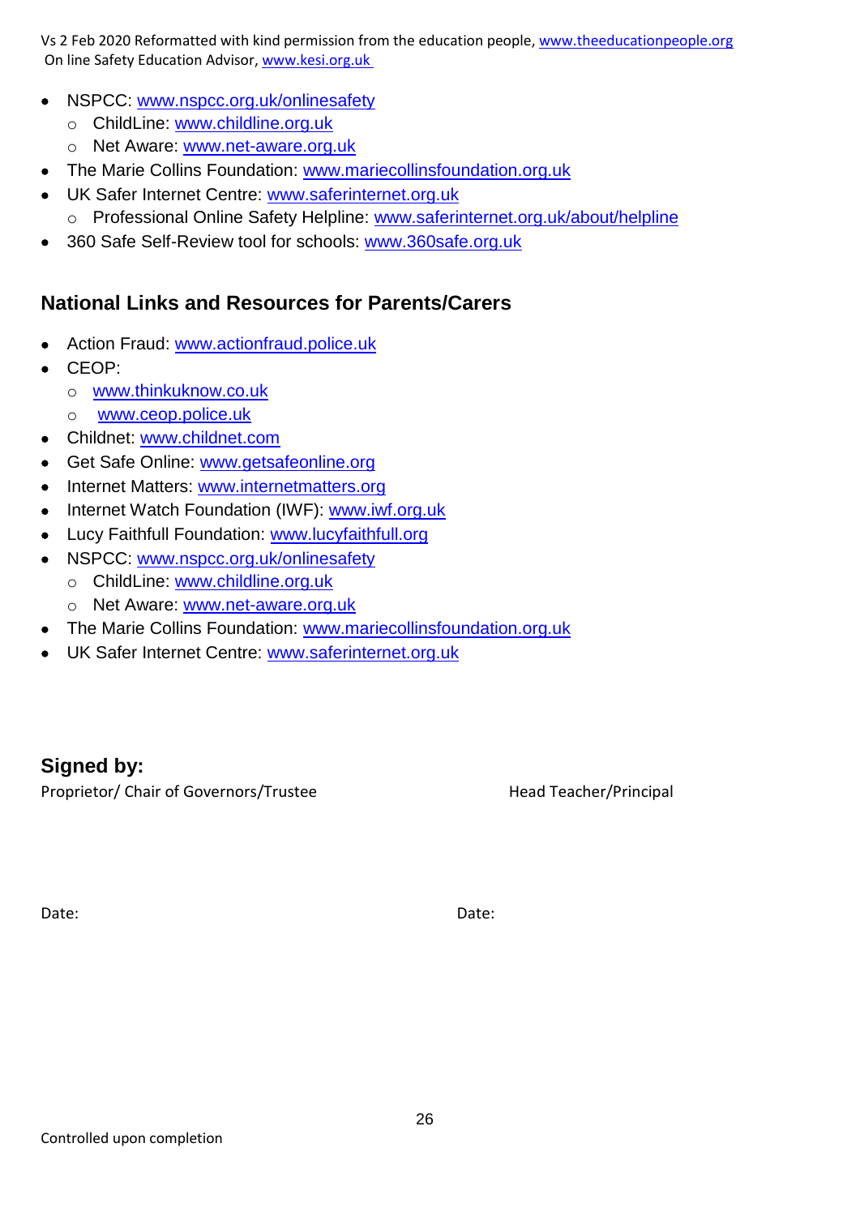- NSPCC: www.nspcc.org.uk/onlinesafety
  - ChildLine: www.childline.org.uk
  - Net Aware: www.net-aware.org.uk
- The Marie Collins Foundation: www.mariecollinsfoundation.org.uk
- UK Safer Internet Centre: www.saferinternet.org.uk
  - Professional Online Safety Helpline: www.saferinternet.org.uk/about/helpline
- 360 Safe Self-Review tool for schools: www.360safe.org.uk

## National Links and Resources for Parents/Carers

- Action Fraud: www.actionfraud.police.uk
- CEOP:
  - www.thinkuknow.co.uk
  - www.ceop.police.uk
- Childnet: www.childnet.com
- Get Safe Online: www.getsafeonline.org
- Internet Matters: www.internetmatters.org
- Internet Watch Foundation (IWF): www.iwf.org.uk
- Lucy Faithfull Foundation: www.lucyfaithfull.org
- NSPCC: www.nspcc.org.uk/onlinesafety
  - ChildLine: www.childline.org.uk
  - Net Aware: www.net-aware.org.uk
- The Marie Collins Foundation: www.mariecollinsfoundation.org.uk
- UK Safer Internet Centre: www.saferinternet.org.uk

## Signed by:

Proprietor/ Chair of Governors/Trustee

Date:

Head Teacher/Principal

Date: